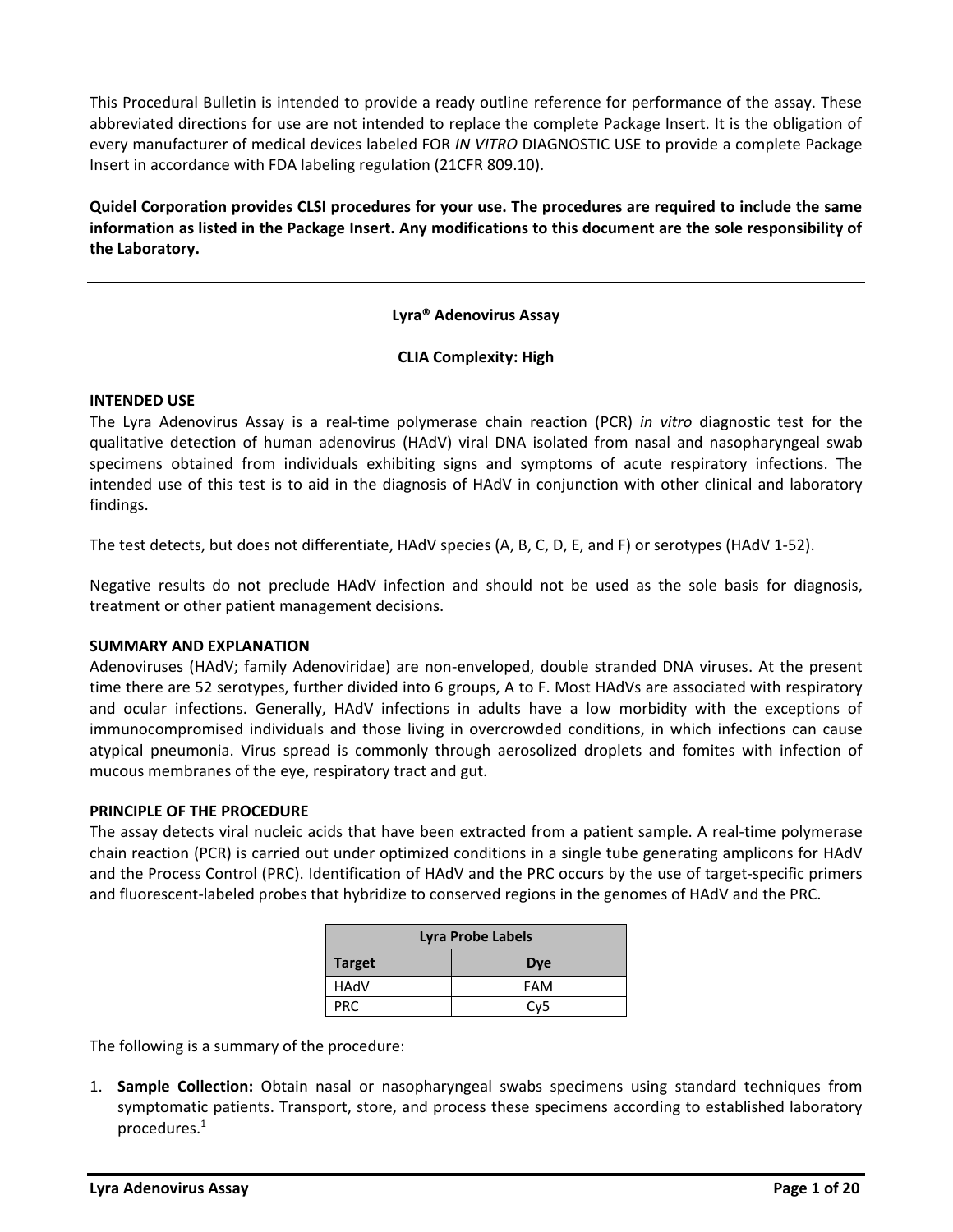This Procedural Bulletin is intended to provide a ready outline reference for performance of the assay. These abbreviated directions for use are not intended to replace the complete Package Insert. It is the obligation of every manufacturer of medical devices labeled FOR *IN VITRO* DIAGNOSTIC USE to provide a complete Package Insert in accordance with FDA labeling regulation (21CFR 809.10).

**Quidel Corporation provides CLSI procedures for your use. The procedures are required to include the same information as listed in the Package Insert. Any modifications to this document are the sole responsibility of the Laboratory.**

---

**Lyra® Adenovirus Assay**

**CLIA Complexity: High**

**INTENDED USE**

The Lyra Adenovirus Assay is a real-time polymerase chain reaction (PCR) *in vitro* diagnostic test for the qualitative detection of human adenovirus (HAdV) viral DNA isolated from nasal and nasopharyngeal swab specimens obtained from individuals exhibiting signs and symptoms of acute respiratory infections. The intended use of this test is to aid in the diagnosis of HAdV in conjunction with other clinical and laboratory findings.

The test detects, but does not differentiate, HAdV species (A, B, C, D, E, and F) or serotypes (HAdV 1-52).

Negative results do not preclude HAdV infection and should not be used as the sole basis for diagnosis, treatment or other patient management decisions.

**SUMMARY AND EXPLANATION**

Adenoviruses (HAdV; family Adenoviridae) are non-enveloped, double stranded DNA viruses. At the present time there are 52 serotypes, further divided into 6 groups, A to F. Most HAdVs are associated with respiratory and ocular infections. Generally, HAdV infections in adults have a low morbidity with the exceptions of immunocompromised individuals and those living in overcrowded conditions, in which infections can cause atypical pneumonia. Virus spread is commonly through aerosolized droplets and fomites with infection of mucous membranes of the eye, respiratory tract and gut.

**PRINCIPLE OF THE PROCEDURE**

The assay detects viral nucleic acids that have been extracted from a patient sample. A real-time polymerase chain reaction (PCR) is carried out under optimized conditions in a single tube generating amplicons for HAdV and the Process Control (PRC). Identification of HAdV and the PRC occurs by the use of target-specific primers and fluorescent-labeled probes that hybridize to conserved regions in the genomes of HAdV and the PRC.

| **Lyra Probe Labels** | |
|---|---|
| **Target** | **Dye** |
| HAdV | FAM |
| PRC | Cy5 |

The following is a summary of the procedure:

1. **Sample Collection:** Obtain nasal or nasopharyngeal swabs specimens using standard techniques from symptomatic patients. Transport, store, and process these specimens according to established laboratory procedures.[1]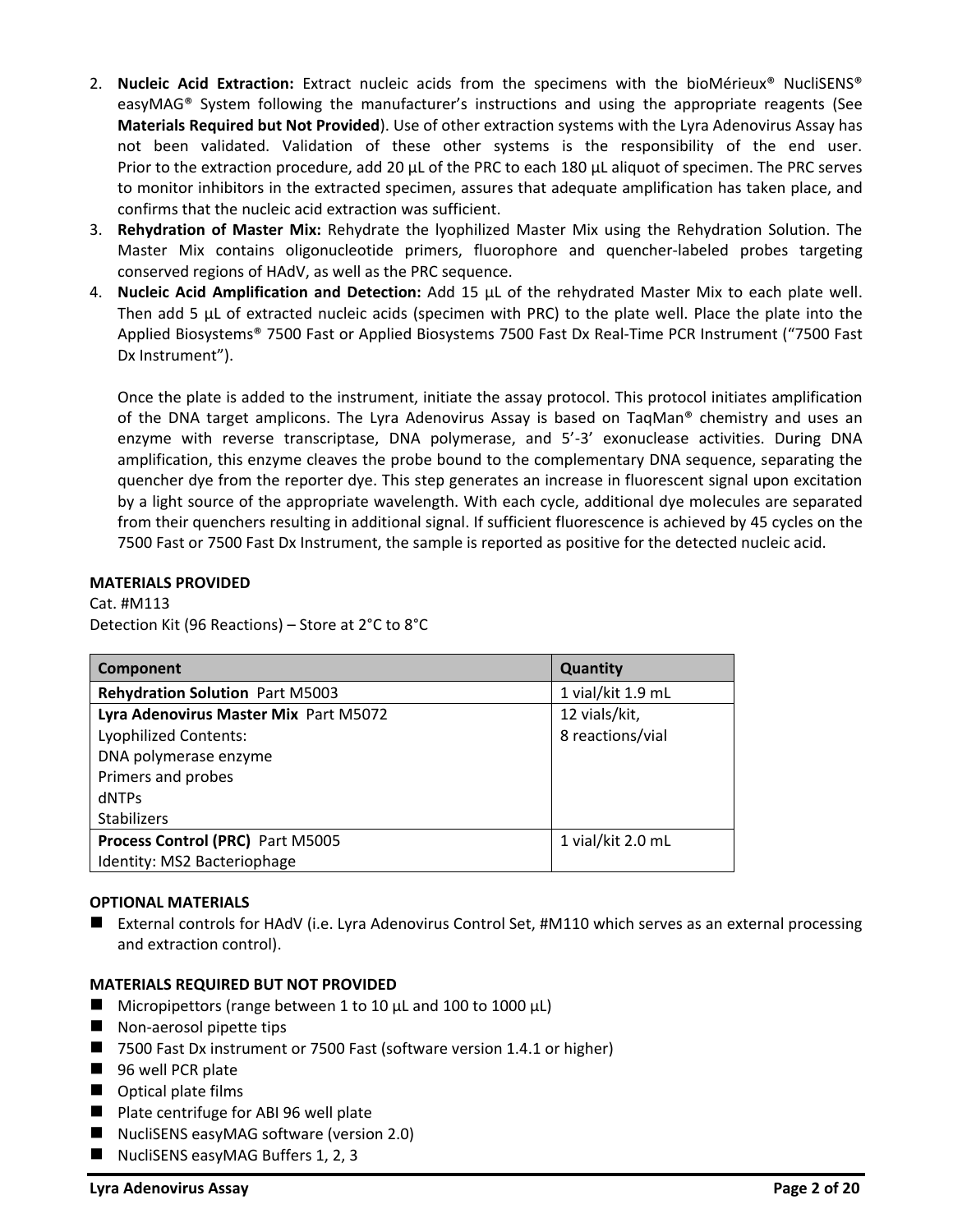2. **Nucleic Acid Extraction:** Extract nucleic acids from the specimens with the bioMérieux® NucliSENS® easyMAG® System following the manufacturer's instructions and using the appropriate reagents (See **Materials Required but Not Provided**). Use of other extraction systems with the Lyra Adenovirus Assay has not been validated. Validation of these other systems is the responsibility of the end user. Prior to the extraction procedure, add 20 µL of the PRC to each 180 µL aliquot of specimen. The PRC serves to monitor inhibitors in the extracted specimen, assures that adequate amplification has taken place, and confirms that the nucleic acid extraction was sufficient.
3. **Rehydration of Master Mix:** Rehydrate the lyophilized Master Mix using the Rehydration Solution. The Master Mix contains oligonucleotide primers, fluorophore and quencher-labeled probes targeting conserved regions of HAdV, as well as the PRC sequence.
4. **Nucleic Acid Amplification and Detection:** Add 15 µL of the rehydrated Master Mix to each plate well. Then add 5 µL of extracted nucleic acids (specimen with PRC) to the plate well. Place the plate into the Applied Biosystems® 7500 Fast or Applied Biosystems 7500 Fast Dx Real-Time PCR Instrument ("7500 Fast Dx Instrument").

   Once the plate is added to the instrument, initiate the assay protocol. This protocol initiates amplification of the DNA target amplicons. The Lyra Adenovirus Assay is based on TaqMan® chemistry and uses an enzyme with reverse transcriptase, DNA polymerase, and 5'-3' exonuclease activities. During DNA amplification, this enzyme cleaves the probe bound to the complementary DNA sequence, separating the quencher dye from the reporter dye. This step generates an increase in fluorescent signal upon excitation by a light source of the appropriate wavelength. With each cycle, additional dye molecules are separated from their quenchers resulting in additional signal. If sufficient fluorescence is achieved by 45 cycles on the 7500 Fast or 7500 Fast Dx Instrument, the sample is reported as positive for the detected nucleic acid.

**MATERIALS PROVIDED**

Cat. #M113

Detection Kit (96 Reactions) – Store at 2°C to 8°C

| Component | Quantity |
|---|---|
| **Rehydration Solution** Part M5003 | 1 vial/kit 1.9 mL |
| **Lyra Adenovirus Master Mix** Part M5072<br>Lyophilized Contents:<br>DNA polymerase enzyme<br>Primers and probes<br>dNTPs<br>Stabilizers | 12 vials/kit,<br>8 reactions/vial |
| **Process Control (PRC)** Part M5005<br>Identity: MS2 Bacteriophage | 1 vial/kit 2.0 mL |

**OPTIONAL MATERIALS**

- External controls for HAdV (i.e. Lyra Adenovirus Control Set, #M110 which serves as an external processing and extraction control).

**MATERIALS REQUIRED BUT NOT PROVIDED**

- Micropipettors (range between 1 to 10 µL and 100 to 1000 µL)
- Non-aerosol pipette tips
- 7500 Fast Dx instrument or 7500 Fast (software version 1.4.1 or higher)
- 96 well PCR plate
- Optical plate films
- Plate centrifuge for ABI 96 well plate
- NucliSENS easyMAG software (version 2.0)
- NucliSENS easyMAG Buffers 1, 2, 3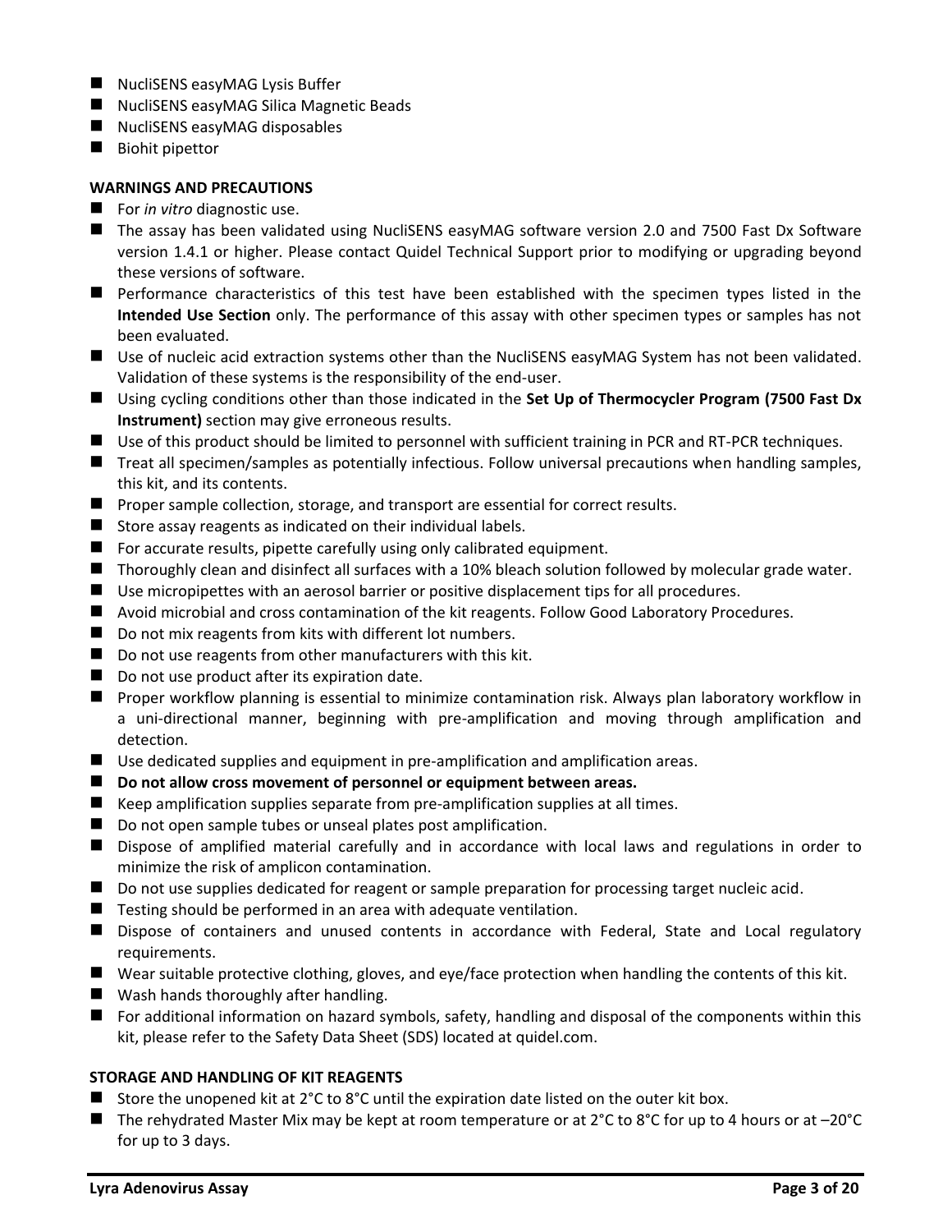- NucliSENS easyMAG Lysis Buffer
- NucliSENS easyMAG Silica Magnetic Beads
- NucliSENS easyMAG disposables
- Biohit pipettor

**WARNINGS AND PRECAUTIONS**

- For *in vitro* diagnostic use.
- The assay has been validated using NucliSENS easyMAG software version 2.0 and 7500 Fast Dx Software version 1.4.1 or higher. Please contact Quidel Technical Support prior to modifying or upgrading beyond these versions of software.
- Performance characteristics of this test have been established with the specimen types listed in the **Intended Use Section** only. The performance of this assay with other specimen types or samples has not been evaluated.
- Use of nucleic acid extraction systems other than the NucliSENS easyMAG System has not been validated. Validation of these systems is the responsibility of the end-user.
- Using cycling conditions other than those indicated in the **Set Up of Thermocycler Program (7500 Fast Dx Instrument)** section may give erroneous results.
- Use of this product should be limited to personnel with sufficient training in PCR and RT-PCR techniques.
- Treat all specimen/samples as potentially infectious. Follow universal precautions when handling samples, this kit, and its contents.
- Proper sample collection, storage, and transport are essential for correct results.
- Store assay reagents as indicated on their individual labels.
- For accurate results, pipette carefully using only calibrated equipment.
- Thoroughly clean and disinfect all surfaces with a 10% bleach solution followed by molecular grade water.
- Use micropipettes with an aerosol barrier or positive displacement tips for all procedures.
- Avoid microbial and cross contamination of the kit reagents. Follow Good Laboratory Procedures.
- Do not mix reagents from kits with different lot numbers.
- Do not use reagents from other manufacturers with this kit.
- Do not use product after its expiration date.
- Proper workflow planning is essential to minimize contamination risk. Always plan laboratory workflow in a uni-directional manner, beginning with pre-amplification and moving through amplification and detection.
- Use dedicated supplies and equipment in pre-amplification and amplification areas.
- **Do not allow cross movement of personnel or equipment between areas.**
- Keep amplification supplies separate from pre-amplification supplies at all times.
- Do not open sample tubes or unseal plates post amplification.
- Dispose of amplified material carefully and in accordance with local laws and regulations in order to minimize the risk of amplicon contamination.
- Do not use supplies dedicated for reagent or sample preparation for processing target nucleic acid.
- Testing should be performed in an area with adequate ventilation.
- Dispose of containers and unused contents in accordance with Federal, State and Local regulatory requirements.
- Wear suitable protective clothing, gloves, and eye/face protection when handling the contents of this kit.
- Wash hands thoroughly after handling.
- For additional information on hazard symbols, safety, handling and disposal of the components within this kit, please refer to the Safety Data Sheet (SDS) located at quidel.com.

**STORAGE AND HANDLING OF KIT REAGENTS**

- Store the unopened kit at 2°C to 8°C until the expiration date listed on the outer kit box.
- The rehydrated Master Mix may be kept at room temperature or at 2°C to 8°C for up to 4 hours or at –20°C for up to 3 days.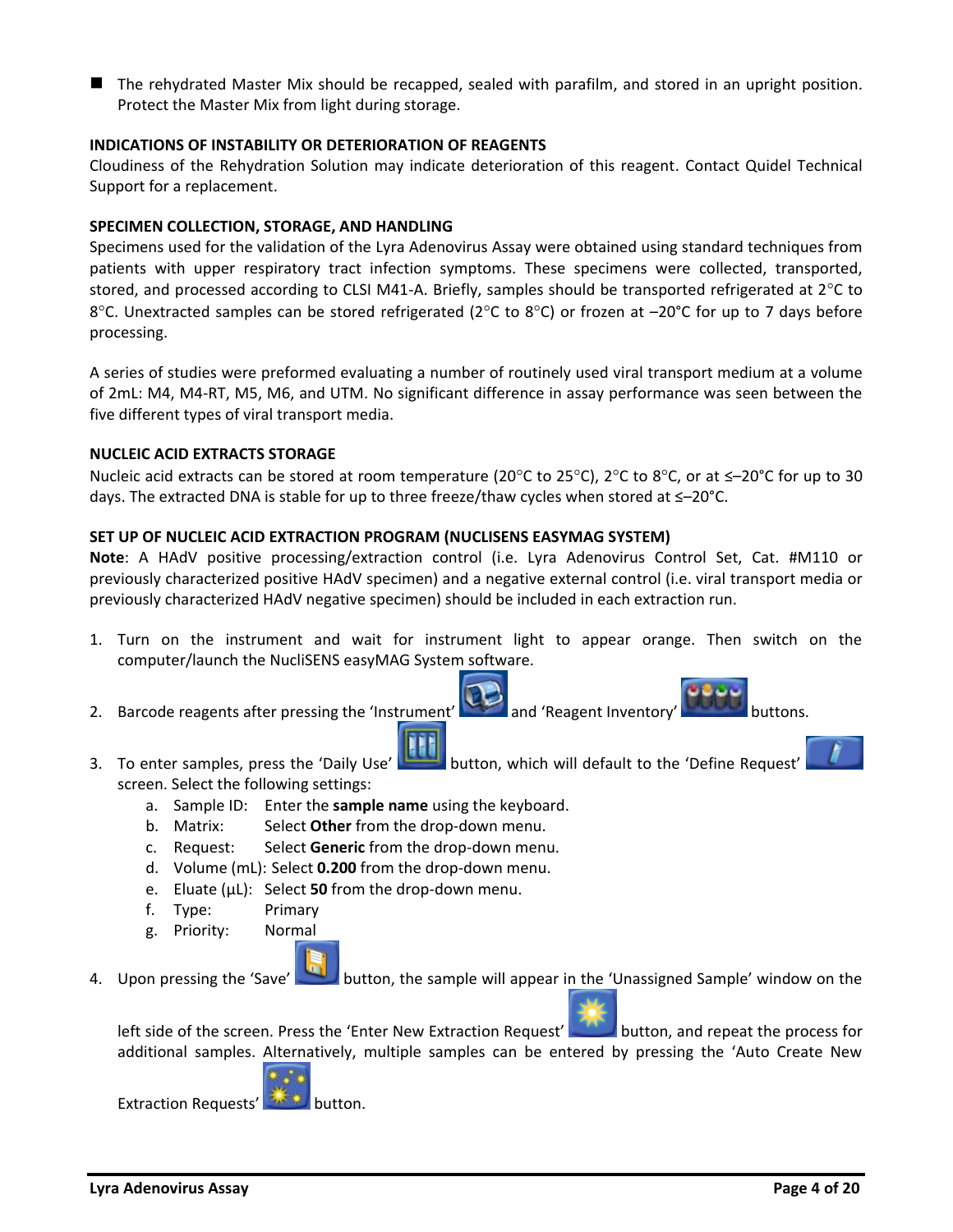- The rehydrated Master Mix should be recapped, sealed with parafilm, and stored in an upright position. Protect the Master Mix from light during storage.

## INDICATIONS OF INSTABILITY OR DETERIORATION OF REAGENTS

Cloudiness of the Rehydration Solution may indicate deterioration of this reagent. Contact Quidel Technical Support for a replacement.

## SPECIMEN COLLECTION, STORAGE, AND HANDLING

Specimens used for the validation of the Lyra Adenovirus Assay were obtained using standard techniques from patients with upper respiratory tract infection symptoms. These specimens were collected, transported, stored, and processed according to CLSI M41-A. Briefly, samples should be transported refrigerated at 2°C to 8°C. Unextracted samples can be stored refrigerated (2°C to 8°C) or frozen at –20°C for up to 7 days before processing.

A series of studies were preformed evaluating a number of routinely used viral transport medium at a volume of 2mL: M4, M4-RT, M5, M6, and UTM. No significant difference in assay performance was seen between the five different types of viral transport media.

## NUCLEIC ACID EXTRACTS STORAGE

Nucleic acid extracts can be stored at room temperature (20°C to 25°C), 2°C to 8°C, or at ≤–20°C for up to 30 days. The extracted DNA is stable for up to three freeze/thaw cycles when stored at ≤–20°C.

## SET UP OF NUCLEIC ACID EXTRACTION PROGRAM (NUCLISENS EASYMAG SYSTEM)

**Note**: A HAdV positive processing/extraction control (i.e. Lyra Adenovirus Control Set, Cat. #M110 or previously characterized positive HAdV specimen) and a negative external control (i.e. viral transport media or previously characterized HAdV negative specimen) should be included in each extraction run.

1. Turn on the instrument and wait for instrument light to appear orange. Then switch on the computer/launch the NucliSENS easyMAG System software.
2. Barcode reagents after pressing the 'Instrument' and 'Reagent Inventory' buttons.
3. To enter samples, press the 'Daily Use' button, which will default to the 'Define Request' screen. Select the following settings:
   a. Sample ID: Enter the **sample name** using the keyboard.
   b. Matrix: Select **Other** from the drop-down menu.
   c. Request: Select **Generic** from the drop-down menu.
   d. Volume (mL): Select **0.200** from the drop-down menu.
   e. Eluate (µL): Select **50** from the drop-down menu.
   f. Type: Primary
   g. Priority: Normal
4. Upon pressing the 'Save' button, the sample will appear in the 'Unassigned Sample' window on the left side of the screen. Press the 'Enter New Extraction Request' button, and repeat the process for additional samples. Alternatively, multiple samples can be entered by pressing the 'Auto Create New Extraction Requests' button.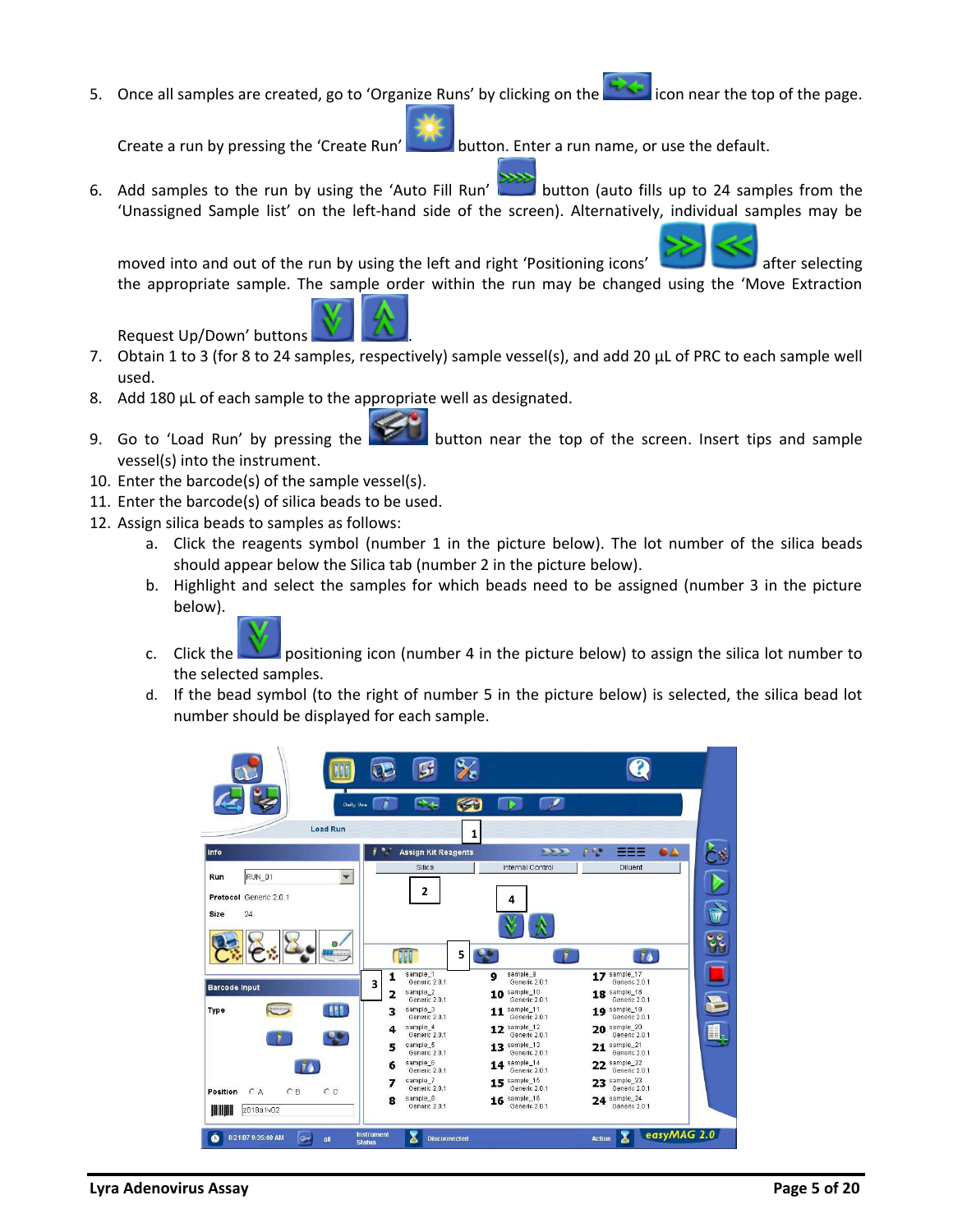5. Once all samples are created, go to 'Organize Runs' by clicking on the icon near the top of the page.

   Create a run by pressing the 'Create Run' button. Enter a run name, or use the default.

6. Add samples to the run by using the 'Auto Fill Run' button (auto fills up to 24 samples from the 'Unassigned Sample list' on the left-hand side of the screen). Alternatively, individual samples may be moved into and out of the run by using the left and right 'Positioning icons' after selecting the appropriate sample. The sample order within the run may be changed using the 'Move Extraction Request Up/Down' buttons.
7. Obtain 1 to 3 (for 8 to 24 samples, respectively) sample vessel(s), and add 20 µL of PRC to each sample well used.
8. Add 180 µL of each sample to the appropriate well as designated.
9. Go to 'Load Run' by pressing the button near the top of the screen. Insert tips and sample vessel(s) into the instrument.
10. Enter the barcode(s) of the sample vessel(s).
11. Enter the barcode(s) of silica beads to be used.
12. Assign silica beads to samples as follows:
    a. Click the reagents symbol (number 1 in the picture below). The lot number of the silica beads should appear below the Silica tab (number 2 in the picture below).
    b. Highlight and select the samples for which beads need to be assigned (number 3 in the picture below).
    c. Click the positioning icon (number 4 in the picture below) to assign the silica lot number to the selected samples.
    d. If the bead symbol (to the right of number 5 in the picture below) is selected, the silica bead lot number should be displayed for each sample.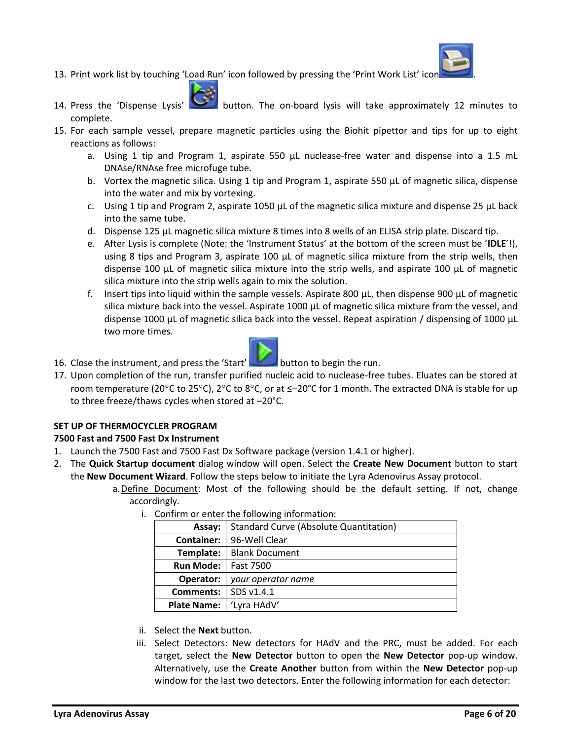13. Print work list by touching 'Load Run' icon followed by pressing the 'Print Work List' icon.
14. Press the 'Dispense Lysis' button. The on-board lysis will take approximately 12 minutes to complete.
15. For each sample vessel, prepare magnetic particles using the Biohit pipettor and tips for up to eight reactions as follows:
    a. Using 1 tip and Program 1, aspirate 550 µL nuclease-free water and dispense into a 1.5 mL DNAse/RNAse free microfuge tube.
    b. Vortex the magnetic silica. Using 1 tip and Program 1, aspirate 550 µL of magnetic silica, dispense into the water and mix by vortexing.
    c. Using 1 tip and Program 2, aspirate 1050 µL of the magnetic silica mixture and dispense 25 µL back into the same tube.
    d. Dispense 125 µL magnetic silica mixture 8 times into 8 wells of an ELISA strip plate. Discard tip.
    e. After Lysis is complete (Note: the 'Instrument Status' at the bottom of the screen must be '**IDLE**'!), using 8 tips and Program 3, aspirate 100 µL of magnetic silica mixture from the strip wells, then dispense 100 µL of magnetic silica mixture into the strip wells, and aspirate 100 µL of magnetic silica mixture into the strip wells again to mix the solution.
    f. Insert tips into liquid within the sample vessels. Aspirate 800 µL, then dispense 900 µL of magnetic silica mixture back into the vessel. Aspirate 1000 µL of magnetic silica mixture from the vessel, and dispense 1000 µL of magnetic silica back into the vessel. Repeat aspiration / dispensing of 1000 µL two more times.
16. Close the instrument, and press the 'Start' button to begin the run.
17. Upon completion of the run, transfer purified nucleic acid to nuclease-free tubes. Eluates can be stored at room temperature (20°C to 25°C), 2°C to 8°C, or at ≤–20°C for 1 month. The extracted DNA is stable for up to three freeze/thaws cycles when stored at –20°C.

**SET UP OF THERMOCYCLER PROGRAM**

**7500 Fast and 7500 Fast Dx Instrument**

1. Launch the 7500 Fast and 7500 Fast Dx Software package (version 1.4.1 or higher).
2. The **Quick Startup document** dialog window will open. Select the **Create New Document** button to start the **New Document Wizard**. Follow the steps below to initiate the Lyra Adenovirus Assay protocol.
    a. Define Document: Most of the following should be the default setting. If not, change accordingly.
        i. Confirm or enter the following information:

| | |
|---|---|
| **Assay:** | Standard Curve (Absolute Quantitation) |
| **Container:** | 96-Well Clear |
| **Template:** | Blank Document |
| **Run Mode:** | Fast 7500 |
| **Operator:** | *your operator name* |
| **Comments:** | SDS v1.4.1 |
| **Plate Name:** | 'Lyra HAdV' |

        ii. Select the **Next** button.
        iii. Select Detectors: New detectors for HAdV and the PRC, must be added. For each target, select the **New Detector** button to open the **New Detector** pop-up window. Alternatively, use the **Create Another** button from within the **New Detector** pop-up window for the last two detectors. Enter the following information for each detector: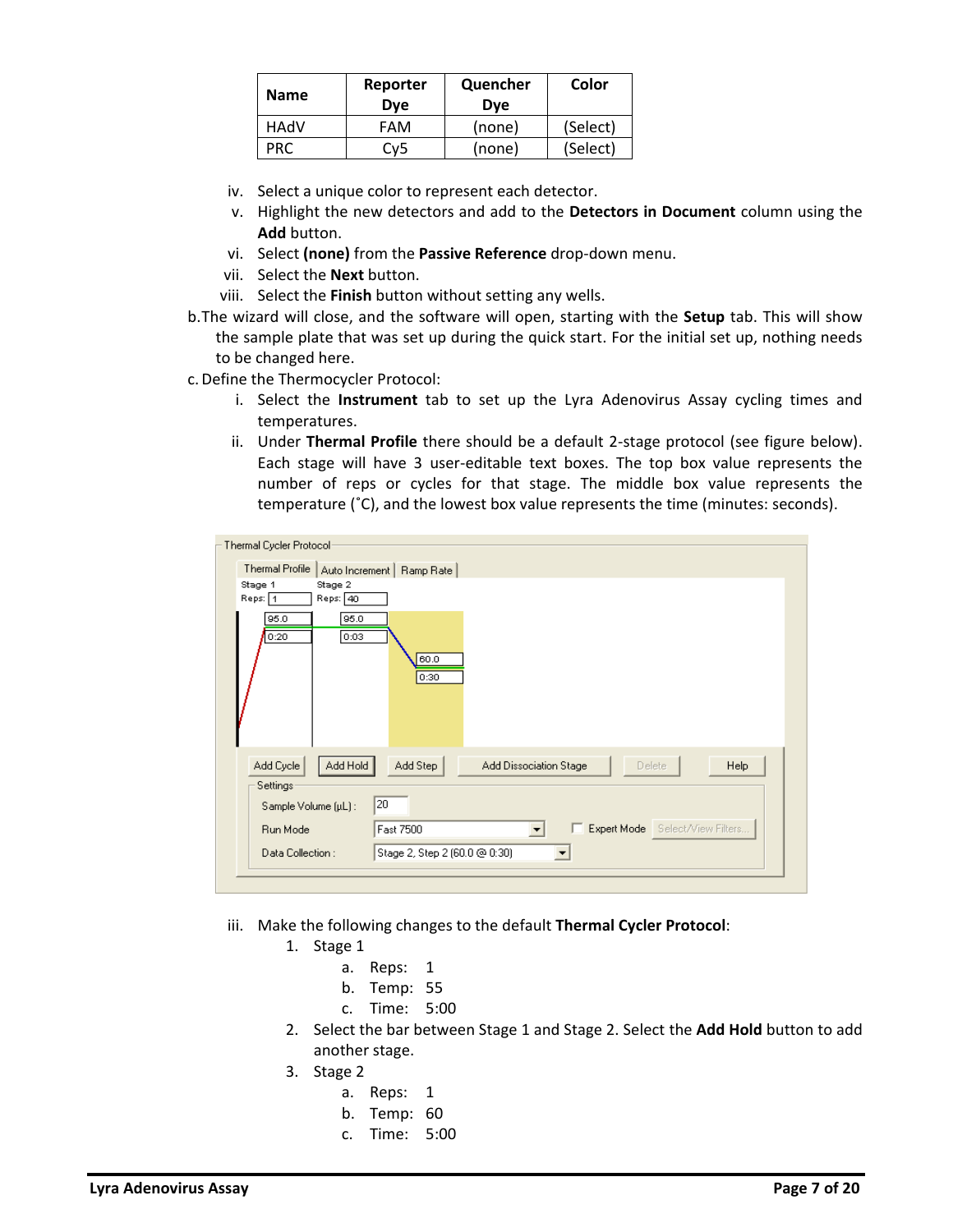| Name | Reporter Dye | Quencher Dye | Color |
|---|---|---|---|
| HAdV | FAM | (none) | (Select) |
| PRC | Cy5 | (none) | (Select) |

iv. Select a unique color to represent each detector.

v. Highlight the new detectors and add to the **Detectors in Document** column using the **Add** button.

vi. Select **(none)** from the **Passive Reference** drop-down menu.

vii. Select the **Next** button.

viii. Select the **Finish** button without setting any wells.

b. The wizard will close, and the software will open, starting with the **Setup** tab. This will show the sample plate that was set up during the quick start. For the initial set up, nothing needs to be changed here.

c. Define the Thermocycler Protocol:

i. Select the **Instrument** tab to set up the Lyra Adenovirus Assay cycling times and temperatures.

ii. Under **Thermal Profile** there should be a default 2-stage protocol (see figure below). Each stage will have 3 user-editable text boxes. The top box value represents the number of reps or cycles for that stage. The middle box value represents the temperature (˚C), and the lowest box value represents the time (minutes: seconds).

iii. Make the following changes to the default **Thermal Cycler Protocol**:

1. Stage 1
   a. Reps: 1
   b. Temp: 55
   c. Time: 5:00
2. Select the bar between Stage 1 and Stage 2. Select the **Add Hold** button to add another stage.
3. Stage 2
   a. Reps: 1
   b. Temp: 60
   c. Time: 5:00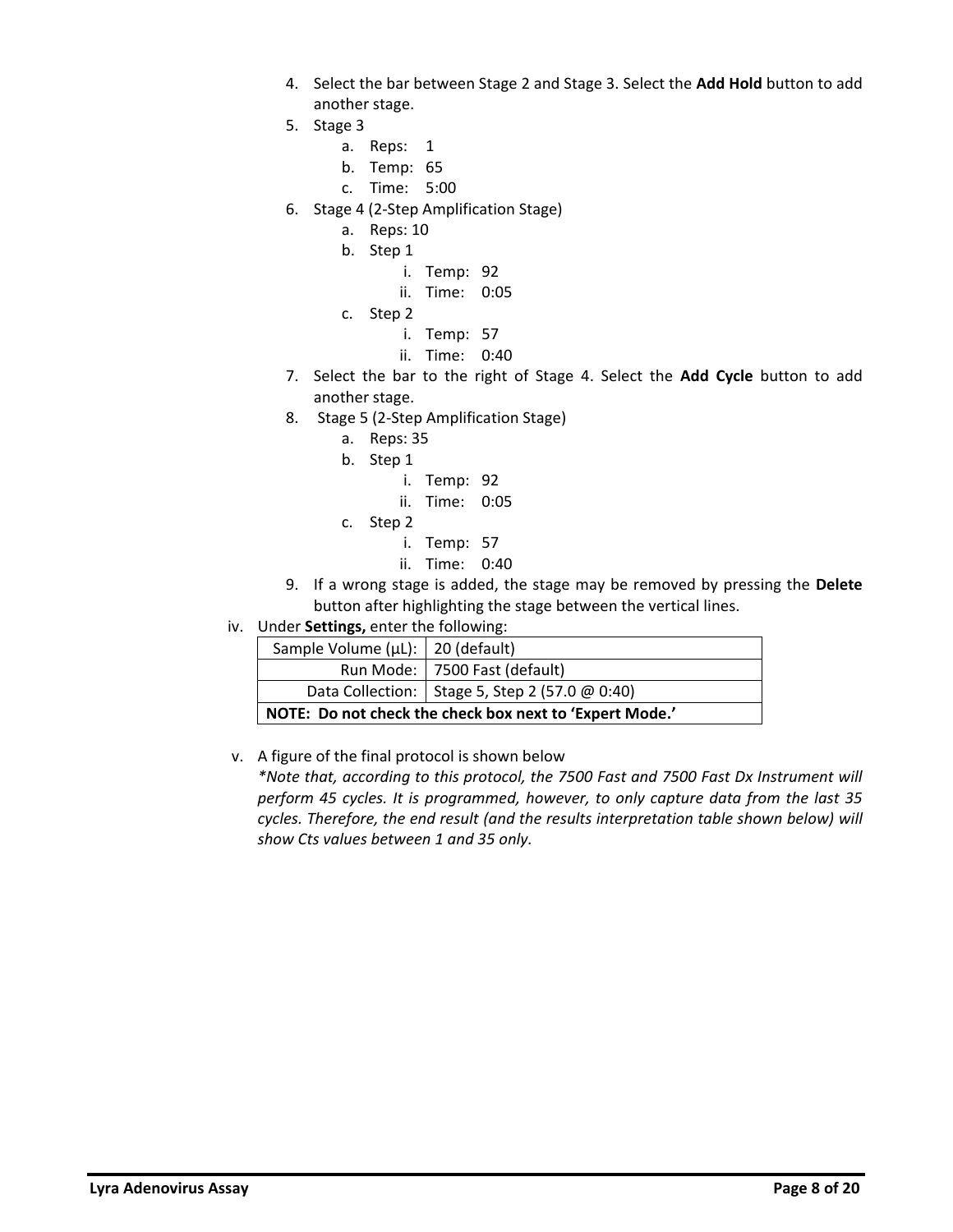4. Select the bar between Stage 2 and Stage 3. Select the **Add Hold** button to add another stage.
5. Stage 3
   a. Reps: 1
   b. Temp: 65
   c. Time: 5:00
6. Stage 4 (2-Step Amplification Stage)
   a. Reps: 10
   b. Step 1
      i. Temp: 92
      ii. Time: 0:05
   c. Step 2
      i. Temp: 57
      ii. Time: 0:40
7. Select the bar to the right of Stage 4. Select the **Add Cycle** button to add another stage.
8. Stage 5 (2-Step Amplification Stage)
   a. Reps: 35
   b. Step 1
      i. Temp: 92
      ii. Time: 0:05
   c. Step 2
      i. Temp: 57
      ii. Time: 0:40
9. If a wrong stage is added, the stage may be removed by pressing the **Delete** button after highlighting the stage between the vertical lines.

iv. Under **Settings,** enter the following:

| | |
|---|---|
| Sample Volume (μL): | 20 (default) |
| Run Mode: | 7500 Fast (default) |
| Data Collection: | Stage 5, Step 2 (57.0 @ 0:40) |
| **NOTE: Do not check the check box next to 'Expert Mode.'** | |

v. A figure of the final protocol is shown below
*\*Note that, according to this protocol, the 7500 Fast and 7500 Fast Dx Instrument will perform 45 cycles. It is programmed, however, to only capture data from the last 35 cycles. Therefore, the end result (and the results interpretation table shown below) will show Cts values between 1 and 35 only.*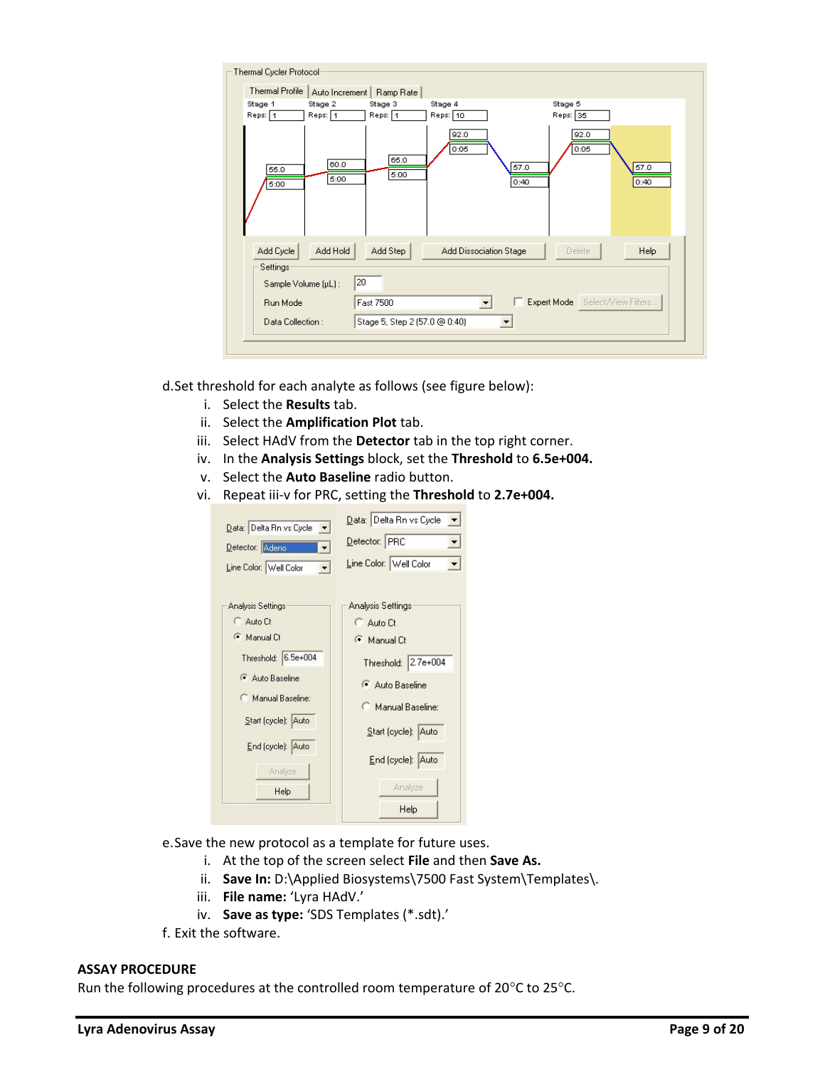d. Set threshold for each analyte as follows (see figure below):

   i. Select the **Results** tab.
   ii. Select the **Amplification Plot** tab.
   iii. Select HAdV from the **Detector** tab in the top right corner.
   iv. In the **Analysis Settings** block, set the **Threshold** to **6.5e+004.**
   v. Select the **Auto Baseline** radio button.
   vi. Repeat iii-v for PRC, setting the **Threshold** to **2.7e+004.**

e. Save the new protocol as a template for future uses.

   i. At the top of the screen select **File** and then **Save As.**
   ii. **Save In:** D:\Applied Biosystems\7500 Fast System\Templates\.
   iii. **File name:** 'Lyra HAdV.'
   iv. **Save as type:** 'SDS Templates (*.sdt).'

f. Exit the software.

**ASSAY PROCEDURE**

Run the following procedures at the controlled room temperature of 20°C to 25°C.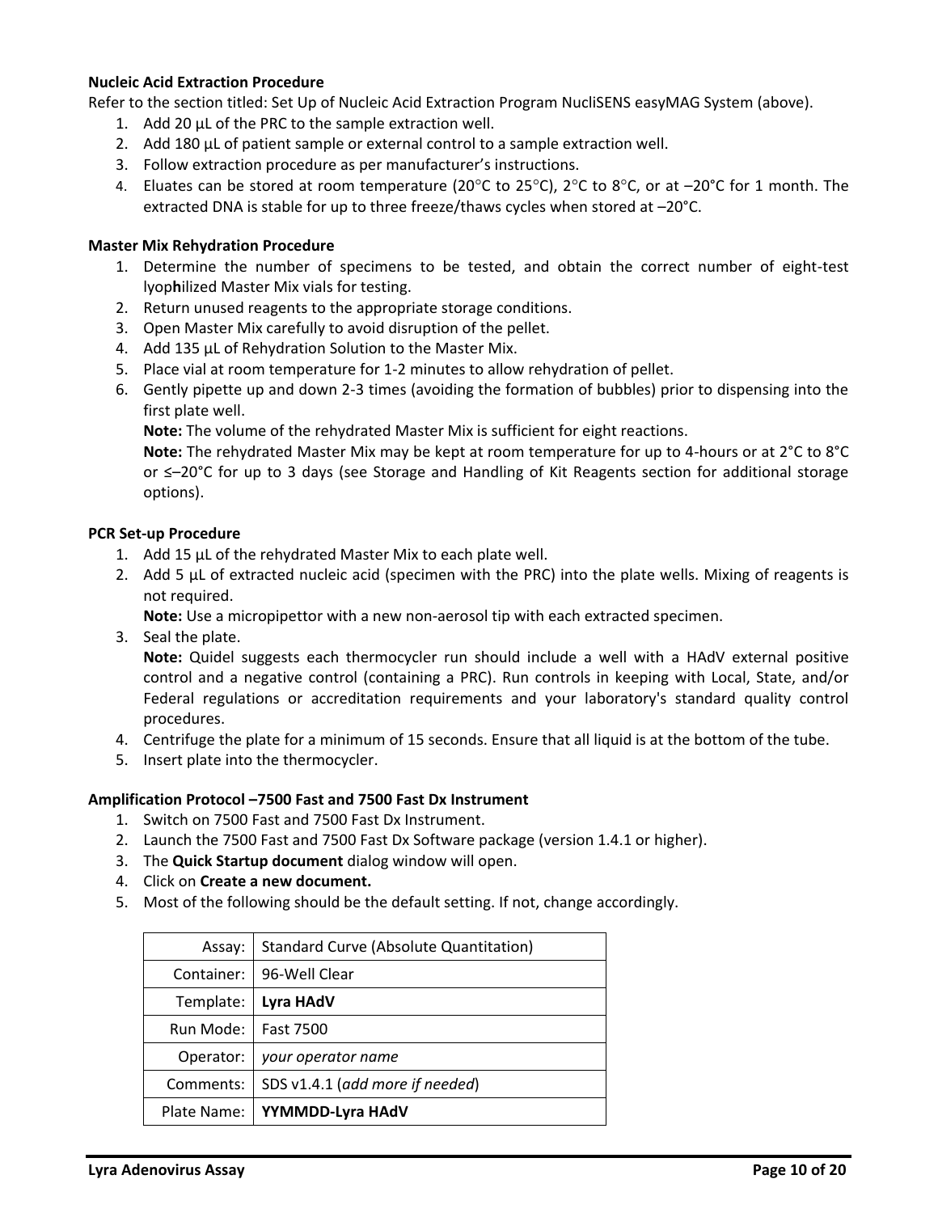**Nucleic Acid Extraction Procedure**

Refer to the section titled: Set Up of Nucleic Acid Extraction Program NucliSENS easyMAG System (above).

1. Add 20 µL of the PRC to the sample extraction well.
2. Add 180 µL of patient sample or external control to a sample extraction well.
3. Follow extraction procedure as per manufacturer's instructions.
4. Eluates can be stored at room temperature (20°C to 25°C), 2°C to 8°C, or at –20°C for 1 month. The extracted DNA is stable for up to three freeze/thaws cycles when stored at –20°C.

**Master Mix Rehydration Procedure**

1. Determine the number of specimens to be tested, and obtain the correct number of eight-test lyop**h**ilized Master Mix vials for testing.
2. Return unused reagents to the appropriate storage conditions.
3. Open Master Mix carefully to avoid disruption of the pellet.
4. Add 135 µL of Rehydration Solution to the Master Mix.
5. Place vial at room temperature for 1-2 minutes to allow rehydration of pellet.
6. Gently pipette up and down 2-3 times (avoiding the formation of bubbles) prior to dispensing into the first plate well.
   **Note:** The volume of the rehydrated Master Mix is sufficient for eight reactions.
   **Note:** The rehydrated Master Mix may be kept at room temperature for up to 4-hours or at 2°C to 8°C or ≤–20°C for up to 3 days (see Storage and Handling of Kit Reagents section for additional storage options).

**PCR Set-up Procedure**

1. Add 15 µL of the rehydrated Master Mix to each plate well.
2. Add 5 µL of extracted nucleic acid (specimen with the PRC) into the plate wells. Mixing of reagents is not required.
   **Note:** Use a micropipettor with a new non-aerosol tip with each extracted specimen.
3. Seal the plate.
   **Note:** Quidel suggests each thermocycler run should include a well with a HAdV external positive control and a negative control (containing a PRC). Run controls in keeping with Local, State, and/or Federal regulations or accreditation requirements and your laboratory's standard quality control procedures.
4. Centrifuge the plate for a minimum of 15 seconds. Ensure that all liquid is at the bottom of the tube.
5. Insert plate into the thermocycler.

**Amplification Protocol –7500 Fast and 7500 Fast Dx Instrument**

1. Switch on 7500 Fast and 7500 Fast Dx Instrument.
2. Launch the 7500 Fast and 7500 Fast Dx Software package (version 1.4.1 or higher).
3. The **Quick Startup document** dialog window will open.
4. Click on **Create a new document.**
5. Most of the following should be the default setting. If not, change accordingly.

| | |
|---:|---|
| Assay: | Standard Curve (Absolute Quantitation) |
| Container: | 96-Well Clear |
| Template: | **Lyra HAdV** |
| Run Mode: | Fast 7500 |
| Operator: | *your operator name* |
| Comments: | SDS v1.4.1 (*add more if needed*) |
| Plate Name: | **YYMMDD-Lyra HAdV** |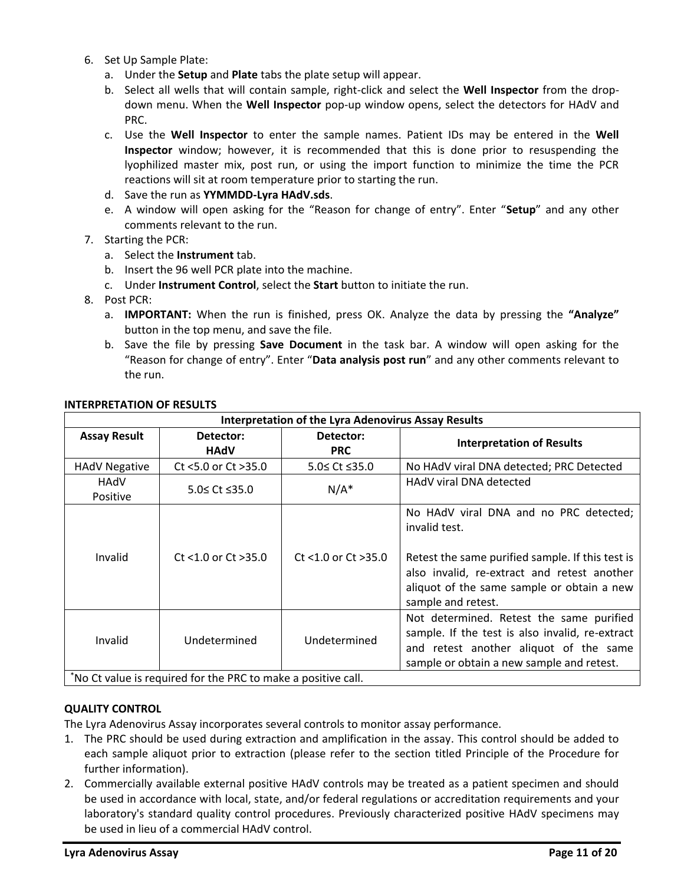6. Set Up Sample Plate:
   a. Under the **Setup** and **Plate** tabs the plate setup will appear.
   b. Select all wells that will contain sample, right-click and select the **Well Inspector** from the drop-down menu. When the **Well Inspector** pop-up window opens, select the detectors for HAdV and PRC.
   c. Use the **Well Inspector** to enter the sample names. Patient IDs may be entered in the **Well Inspector** window; however, it is recommended that this is done prior to resuspending the lyophilized master mix, post run, or using the import function to minimize the time the PCR reactions will sit at room temperature prior to starting the run.
   d. Save the run as **YYMMDD-Lyra HAdV.sds**.
   e. A window will open asking for the "Reason for change of entry". Enter "**Setup**" and any other comments relevant to the run.
7. Starting the PCR:
   a. Select the **Instrument** tab.
   b. Insert the 96 well PCR plate into the machine.
   c. Under **Instrument Control**, select the **Start** button to initiate the run.
8. Post PCR:
   a. **IMPORTANT:** When the run is finished, press OK. Analyze the data by pressing the **"Analyze"** button in the top menu, and save the file.
   b. Save the file by pressing **Save Document** in the task bar. A window will open asking for the "Reason for change of entry". Enter "**Data analysis post run**" and any other comments relevant to the run.

**INTERPRETATION OF RESULTS**

| Interpretation of the Lyra Adenovirus Assay Results | | | |
|---|---|---|---|
| **Assay Result** | **Detector: HAdV** | **Detector: PRC** | **Interpretation of Results** |
| HAdV Negative | Ct <5.0 or Ct >35.0 | 5.0≤ Ct ≤35.0 | No HAdV viral DNA detected; PRC Detected |
| HAdV Positive | 5.0≤ Ct ≤35.0 | N/A* | HAdV viral DNA detected |
| Invalid | Ct <1.0 or Ct >35.0 | Ct <1.0 or Ct >35.0 | No HAdV viral DNA and no PRC detected; invalid test.<br><br>Retest the same purified sample. If this test is also invalid, re-extract and retest another aliquot of the same sample or obtain a new sample and retest. |
| Invalid | Undetermined | Undetermined | Not determined. Retest the same purified sample. If the test is also invalid, re-extract and retest another aliquot of the same sample or obtain a new sample and retest. |
| *No Ct value is required for the PRC to make a positive call. | | | |

**QUALITY CONTROL**

The Lyra Adenovirus Assay incorporates several controls to monitor assay performance.

1. The PRC should be used during extraction and amplification in the assay. This control should be added to each sample aliquot prior to extraction (please refer to the section titled Principle of the Procedure for further information).
2. Commercially available external positive HAdV controls may be treated as a patient specimen and should be used in accordance with local, state, and/or federal regulations or accreditation requirements and your laboratory's standard quality control procedures. Previously characterized positive HAdV specimens may be used in lieu of a commercial HAdV control.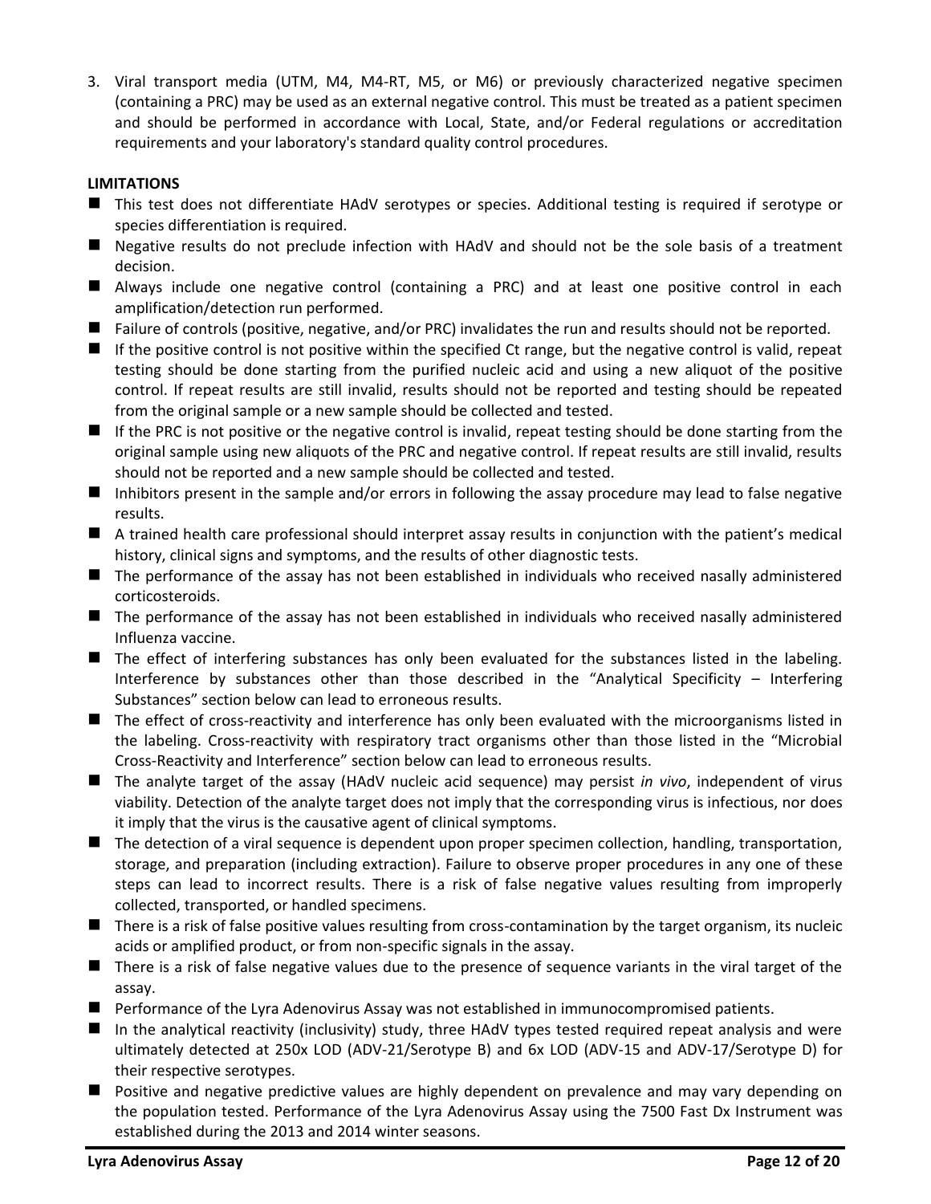3. Viral transport media (UTM, M4, M4-RT, M5, or M6) or previously characterized negative specimen (containing a PRC) may be used as an external negative control. This must be treated as a patient specimen and should be performed in accordance with Local, State, and/or Federal regulations or accreditation requirements and your laboratory's standard quality control procedures.

**LIMITATIONS**

- This test does not differentiate HAdV serotypes or species. Additional testing is required if serotype or species differentiation is required.
- Negative results do not preclude infection with HAdV and should not be the sole basis of a treatment decision.
- Always include one negative control (containing a PRC) and at least one positive control in each amplification/detection run performed.
- Failure of controls (positive, negative, and/or PRC) invalidates the run and results should not be reported.
- If the positive control is not positive within the specified Ct range, but the negative control is valid, repeat testing should be done starting from the purified nucleic acid and using a new aliquot of the positive control. If repeat results are still invalid, results should not be reported and testing should be repeated from the original sample or a new sample should be collected and tested.
- If the PRC is not positive or the negative control is invalid, repeat testing should be done starting from the original sample using new aliquots of the PRC and negative control. If repeat results are still invalid, results should not be reported and a new sample should be collected and tested.
- Inhibitors present in the sample and/or errors in following the assay procedure may lead to false negative results.
- A trained health care professional should interpret assay results in conjunction with the patient's medical history, clinical signs and symptoms, and the results of other diagnostic tests.
- The performance of the assay has not been established in individuals who received nasally administered corticosteroids.
- The performance of the assay has not been established in individuals who received nasally administered Influenza vaccine.
- The effect of interfering substances has only been evaluated for the substances listed in the labeling. Interference by substances other than those described in the "Analytical Specificity – Interfering Substances" section below can lead to erroneous results.
- The effect of cross-reactivity and interference has only been evaluated with the microorganisms listed in the labeling. Cross-reactivity with respiratory tract organisms other than those listed in the "Microbial Cross-Reactivity and Interference" section below can lead to erroneous results.
- The analyte target of the assay (HAdV nucleic acid sequence) may persist *in vivo*, independent of virus viability. Detection of the analyte target does not imply that the corresponding virus is infectious, nor does it imply that the virus is the causative agent of clinical symptoms.
- The detection of a viral sequence is dependent upon proper specimen collection, handling, transportation, storage, and preparation (including extraction). Failure to observe proper procedures in any one of these steps can lead to incorrect results. There is a risk of false negative values resulting from improperly collected, transported, or handled specimens.
- There is a risk of false positive values resulting from cross-contamination by the target organism, its nucleic acids or amplified product, or from non-specific signals in the assay.
- There is a risk of false negative values due to the presence of sequence variants in the viral target of the assay.
- Performance of the Lyra Adenovirus Assay was not established in immunocompromised patients.
- In the analytical reactivity (inclusivity) study, three HAdV types tested required repeat analysis and were ultimately detected at 250x LOD (ADV-21/Serotype B) and 6x LOD (ADV-15 and ADV-17/Serotype D) for their respective serotypes.
- Positive and negative predictive values are highly dependent on prevalence and may vary depending on the population tested. Performance of the Lyra Adenovirus Assay using the 7500 Fast Dx Instrument was established during the 2013 and 2014 winter seasons.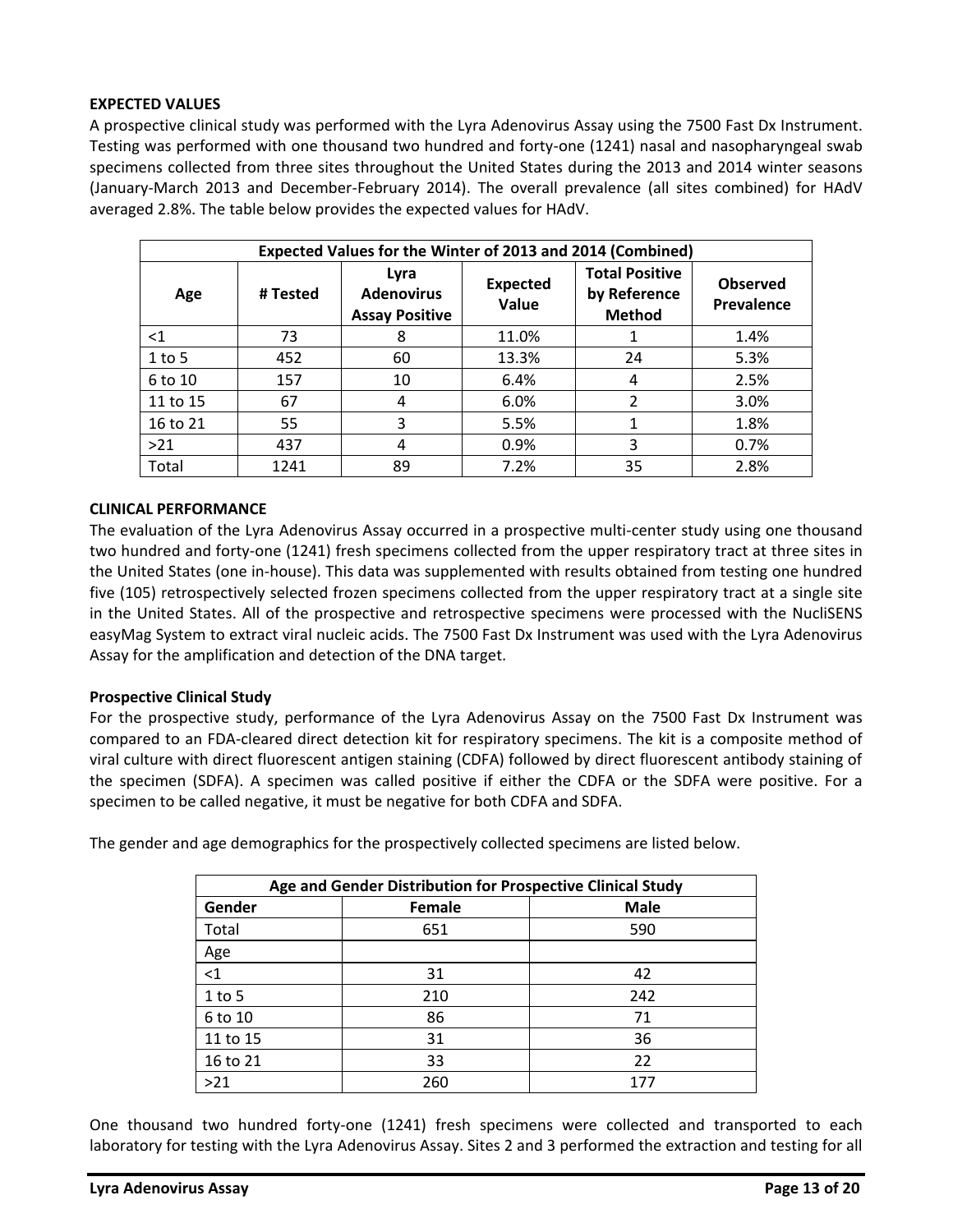**EXPECTED VALUES**

A prospective clinical study was performed with the Lyra Adenovirus Assay using the 7500 Fast Dx Instrument. Testing was performed with one thousand two hundred and forty-one (1241) nasal and nasopharyngeal swab specimens collected from three sites throughout the United States during the 2013 and 2014 winter seasons (January-March 2013 and December-February 2014). The overall prevalence (all sites combined) for HAdV averaged 2.8%. The table below provides the expected values for HAdV.

| Expected Values for the Winter of 2013 and 2014 (Combined) | | | | | |
|---|---|---|---|---|---|
| **Age** | **# Tested** | **Lyra Adenovirus Assay Positive** | **Expected Value** | **Total Positive by Reference Method** | **Observed Prevalence** |
| <1 | 73 | 8 | 11.0% | 1 | 1.4% |
| 1 to 5 | 452 | 60 | 13.3% | 24 | 5.3% |
| 6 to 10 | 157 | 10 | 6.4% | 4 | 2.5% |
| 11 to 15 | 67 | 4 | 6.0% | 2 | 3.0% |
| 16 to 21 | 55 | 3 | 5.5% | 1 | 1.8% |
| >21 | 437 | 4 | 0.9% | 3 | 0.7% |
| Total | 1241 | 89 | 7.2% | 35 | 2.8% |

**CLINICAL PERFORMANCE**

The evaluation of the Lyra Adenovirus Assay occurred in a prospective multi-center study using one thousand two hundred and forty-one (1241) fresh specimens collected from the upper respiratory tract at three sites in the United States (one in-house). This data was supplemented with results obtained from testing one hundred five (105) retrospectively selected frozen specimens collected from the upper respiratory tract at a single site in the United States. All of the prospective and retrospective specimens were processed with the NucliSENS easyMag System to extract viral nucleic acids. The 7500 Fast Dx Instrument was used with the Lyra Adenovirus Assay for the amplification and detection of the DNA target.

**Prospective Clinical Study**

For the prospective study, performance of the Lyra Adenovirus Assay on the 7500 Fast Dx Instrument was compared to an FDA-cleared direct detection kit for respiratory specimens. The kit is a composite method of viral culture with direct fluorescent antigen staining (CDFA) followed by direct fluorescent antibody staining of the specimen (SDFA). A specimen was called positive if either the CDFA or the SDFA were positive. For a specimen to be called negative, it must be negative for both CDFA and SDFA.

The gender and age demographics for the prospectively collected specimens are listed below.

| Age and Gender Distribution for Prospective Clinical Study | | |
|---|---|---|
| **Gender** | **Female** | **Male** |
| Total | 651 | 590 |
| Age | | |
| <1 | 31 | 42 |
| 1 to 5 | 210 | 242 |
| 6 to 10 | 86 | 71 |
| 11 to 15 | 31 | 36 |
| 16 to 21 | 33 | 22 |
| >21 | 260 | 177 |

One thousand two hundred forty-one (1241) fresh specimens were collected and transported to each laboratory for testing with the Lyra Adenovirus Assay. Sites 2 and 3 performed the extraction and testing for all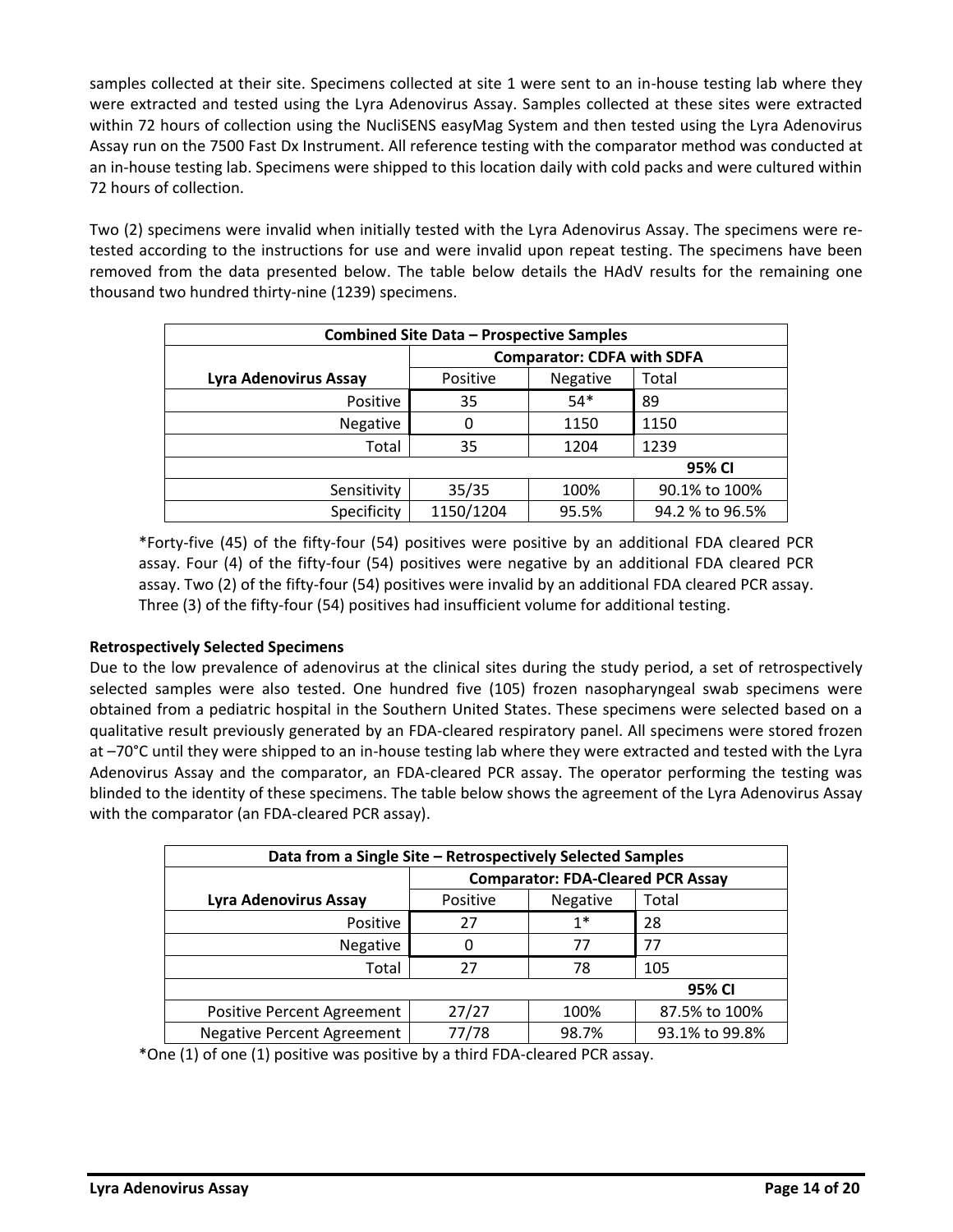samples collected at their site. Specimens collected at site 1 were sent to an in-house testing lab where they were extracted and tested using the Lyra Adenovirus Assay. Samples collected at these sites were extracted within 72 hours of collection using the NucliSENS easyMag System and then tested using the Lyra Adenovirus Assay run on the 7500 Fast Dx Instrument. All reference testing with the comparator method was conducted at an in-house testing lab. Specimens were shipped to this location daily with cold packs and were cultured within 72 hours of collection.

Two (2) specimens were invalid when initially tested with the Lyra Adenovirus Assay. The specimens were re-tested according to the instructions for use and were invalid upon repeat testing. The specimens have been removed from the data presented below. The table below details the HAdV results for the remaining one thousand two hundred thirty-nine (1239) specimens.

| Combined Site Data – Prospective Samples | | | |
|---|---|---|---|
| | **Comparator: CDFA with SDFA** | | |
| **Lyra Adenovirus Assay** | Positive | Negative | Total |
| Positive | 35 | 54* | 89 |
| Negative | 0 | 1150 | 1150 |
| Total | 35 | 1204 | 1239 |
| | | | **95% CI** |
| Sensitivity | 35/35 | 100% | 90.1% to 100% |
| Specificity | 1150/1204 | 95.5% | 94.2 % to 96.5% |

*Forty-five (45) of the fifty-four (54) positives were positive by an additional FDA cleared PCR assay. Four (4) of the fifty-four (54) positives were negative by an additional FDA cleared PCR assay. Two (2) of the fifty-four (54) positives were invalid by an additional FDA cleared PCR assay. Three (3) of the fifty-four (54) positives had insufficient volume for additional testing.

**Retrospectively Selected Specimens**

Due to the low prevalence of adenovirus at the clinical sites during the study period, a set of retrospectively selected samples were also tested. One hundred five (105) frozen nasopharyngeal swab specimens were obtained from a pediatric hospital in the Southern United States. These specimens were selected based on a qualitative result previously generated by an FDA-cleared respiratory panel. All specimens were stored frozen at –70°C until they were shipped to an in-house testing lab where they were extracted and tested with the Lyra Adenovirus Assay and the comparator, an FDA-cleared PCR assay. The operator performing the testing was blinded to the identity of these specimens. The table below shows the agreement of the Lyra Adenovirus Assay with the comparator (an FDA-cleared PCR assay).

| Data from a Single Site – Retrospectively Selected Samples | | | |
|---|---|---|---|
| | **Comparator: FDA-Cleared PCR Assay** | | |
| **Lyra Adenovirus Assay** | Positive | Negative | Total |
| Positive | 27 | 1* | 28 |
| Negative | 0 | 77 | 77 |
| Total | 27 | 78 | 105 |
| | | | **95% CI** |
| Positive Percent Agreement | 27/27 | 100% | 87.5% to 100% |
| Negative Percent Agreement | 77/78 | 98.7% | 93.1% to 99.8% |

*One (1) of one (1) positive was positive by a third FDA-cleared PCR assay.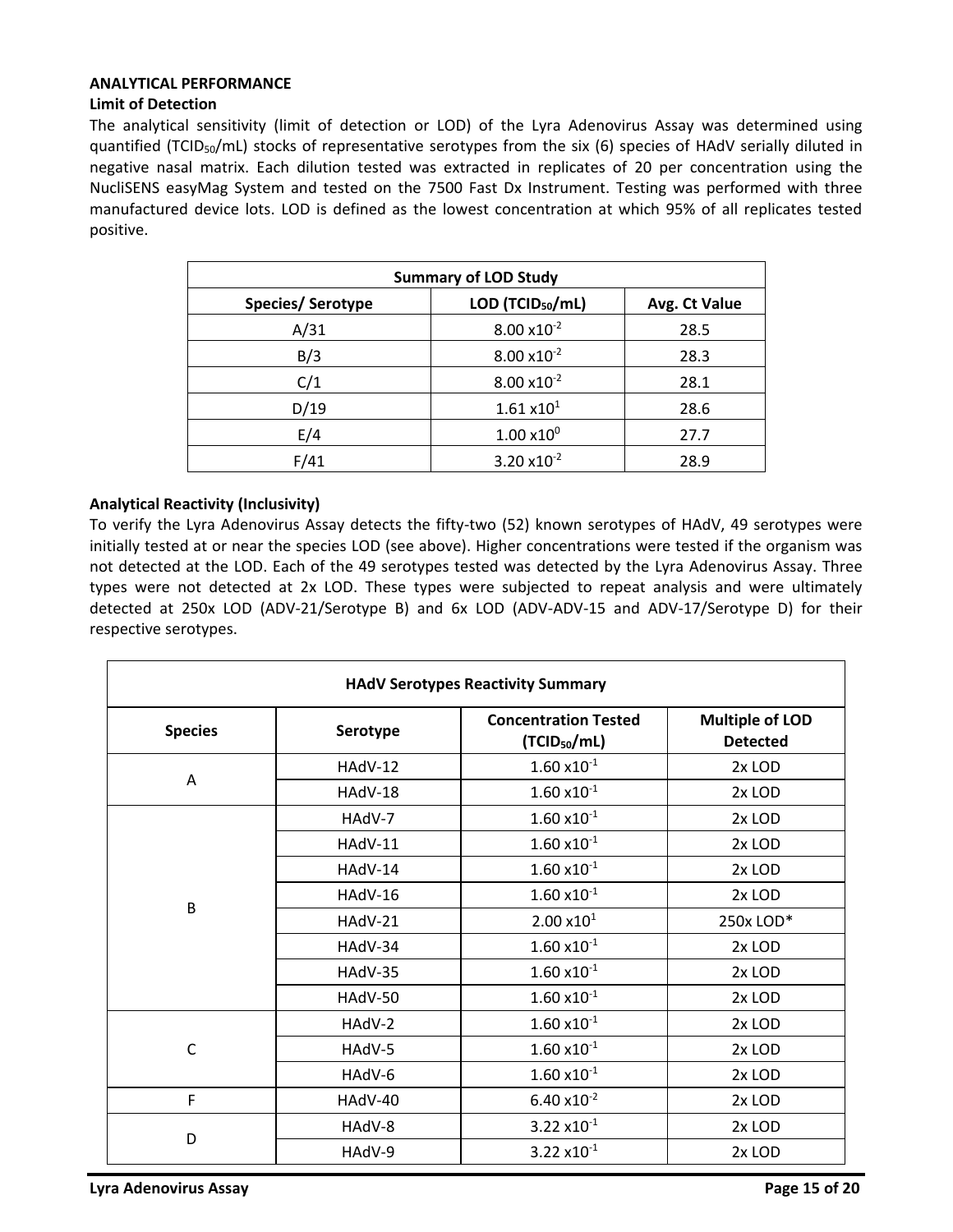## ANALYTICAL PERFORMANCE

### Limit of Detection

The analytical sensitivity (limit of detection or LOD) of the Lyra Adenovirus Assay was determined using quantified ($TCID_{50}$/mL) stocks of representative serotypes from the six (6) species of HAdV serially diluted in negative nasal matrix. Each dilution tested was extracted in replicates of 20 per concentration using the NucliSENS easyMag System and tested on the 7500 Fast Dx Instrument. Testing was performed with three manufactured device lots. LOD is defined as the lowest concentration at which 95% of all replicates tested positive.

| Summary of LOD Study | | |
|---|---|---|
| **Species/ Serotype** | **LOD ($TCID_{50}$/mL)** | **Avg. Ct Value** |
| A/31 | $8.00 \times 10^{-2}$ | 28.5 |
| B/3 | $8.00 \times 10^{-2}$ | 28.3 |
| C/1 | $8.00 \times 10^{-2}$ | 28.1 |
| D/19 | $1.61 \times 10^{1}$ | 28.6 |
| E/4 | $1.00 \times 10^{0}$ | 27.7 |
| F/41 | $3.20 \times 10^{-2}$ | 28.9 |

### Analytical Reactivity (Inclusivity)

To verify the Lyra Adenovirus Assay detects the fifty-two (52) known serotypes of HAdV, 49 serotypes were initially tested at or near the species LOD (see above). Higher concentrations were tested if the organism was not detected at the LOD. Each of the 49 serotypes tested was detected by the Lyra Adenovirus Assay. Three types were not detected at 2x LOD. These types were subjected to repeat analysis and were ultimately detected at 250x LOD (ADV-21/Serotype B) and 6x LOD (ADV-ADV-15 and ADV-17/Serotype D) for their respective serotypes.

| HAdV Serotypes Reactivity Summary | | | |
|---|---|---|---|
| **Species** | **Serotype** | **Concentration Tested ($TCID_{50}$/mL)** | **Multiple of LOD Detected** |
| A | HAdV-12 | $1.60 \times 10^{-1}$ | 2x LOD |
| | HAdV-18 | $1.60 \times 10^{-1}$ | 2x LOD |
| B | HAdV-7 | $1.60 \times 10^{-1}$ | 2x LOD |
| | HAdV-11 | $1.60 \times 10^{-1}$ | 2x LOD |
| | HAdV-14 | $1.60 \times 10^{-1}$ | 2x LOD |
| | HAdV-16 | $1.60 \times 10^{-1}$ | 2x LOD |
| | HAdV-21 | $2.00 \times 10^{1}$ | 250x LOD* |
| | HAdV-34 | $1.60 \times 10^{-1}$ | 2x LOD |
| | HAdV-35 | $1.60 \times 10^{-1}$ | 2x LOD |
| | HAdV-50 | $1.60 \times 10^{-1}$ | 2x LOD |
| C | HAdV-2 | $1.60 \times 10^{-1}$ | 2x LOD |
| | HAdV-5 | $1.60 \times 10^{-1}$ | 2x LOD |
| | HAdV-6 | $1.60 \times 10^{-1}$ | 2x LOD |
| F | HAdV-40 | $6.40 \times 10^{-2}$ | 2x LOD |
| D | HAdV-8 | $3.22 \times 10^{-1}$ | 2x LOD |
| | HAdV-9 | $3.22 \times 10^{-1}$ | 2x LOD |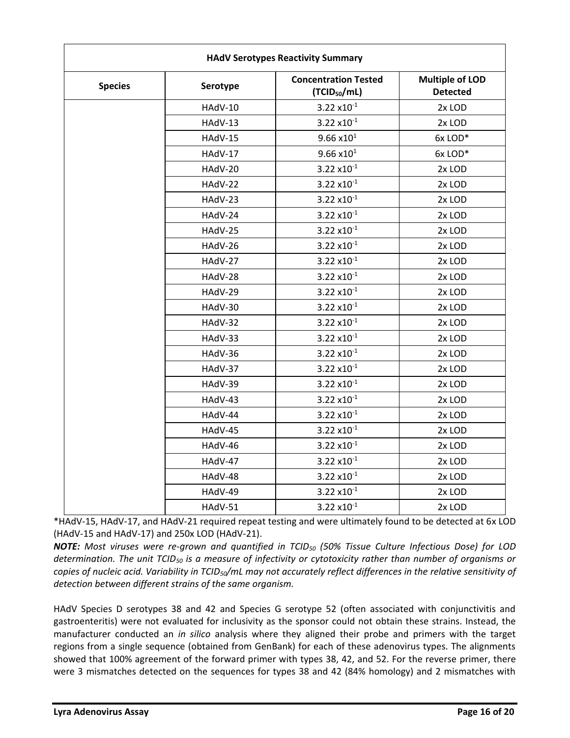| HAdV Serotypes Reactivity Summary | | | |
|---|---|---|---|
| **Species** | **Serotype** | **Concentration Tested ($TCID_{50}$/mL)** | **Multiple of LOD Detected** |
| | HAdV-10 | $3.22 \times 10^{-1}$ | 2x LOD |
| | HAdV-13 | $3.22 \times 10^{-1}$ | 2x LOD |
| | HAdV-15 | $9.66 \times 10^{1}$ | 6x LOD* |
| | HAdV-17 | $9.66 \times 10^{1}$ | 6x LOD* |
| | HAdV-20 | $3.22 \times 10^{-1}$ | 2x LOD |
| | HAdV-22 | $3.22 \times 10^{-1}$ | 2x LOD |
| | HAdV-23 | $3.22 \times 10^{-1}$ | 2x LOD |
| | HAdV-24 | $3.22 \times 10^{-1}$ | 2x LOD |
| | HAdV-25 | $3.22 \times 10^{-1}$ | 2x LOD |
| | HAdV-26 | $3.22 \times 10^{-1}$ | 2x LOD |
| | HAdV-27 | $3.22 \times 10^{-1}$ | 2x LOD |
| | HAdV-28 | $3.22 \times 10^{-1}$ | 2x LOD |
| | HAdV-29 | $3.22 \times 10^{-1}$ | 2x LOD |
| | HAdV-30 | $3.22 \times 10^{-1}$ | 2x LOD |
| | HAdV-32 | $3.22 \times 10^{-1}$ | 2x LOD |
| | HAdV-33 | $3.22 \times 10^{-1}$ | 2x LOD |
| | HAdV-36 | $3.22 \times 10^{-1}$ | 2x LOD |
| | HAdV-37 | $3.22 \times 10^{-1}$ | 2x LOD |
| | HAdV-39 | $3.22 \times 10^{-1}$ | 2x LOD |
| | HAdV-43 | $3.22 \times 10^{-1}$ | 2x LOD |
| | HAdV-44 | $3.22 \times 10^{-1}$ | 2x LOD |
| | HAdV-45 | $3.22 \times 10^{-1}$ | 2x LOD |
| | HAdV-46 | $3.22 \times 10^{-1}$ | 2x LOD |
| | HAdV-47 | $3.22 \times 10^{-1}$ | 2x LOD |
| | HAdV-48 | $3.22 \times 10^{-1}$ | 2x LOD |
| | HAdV-49 | $3.22 \times 10^{-1}$ | 2x LOD |
| | HAdV-51 | $3.22 \times 10^{-1}$ | 2x LOD |

*HAdV-15, HAdV-17, and HAdV-21 required repeat testing and were ultimately found to be detected at 6x LOD (HAdV-15 and HAdV-17) and 250x LOD (HAdV-21).

***NOTE:*** *Most viruses were re-grown and quantified in $TCID_{50}$ (50% Tissue Culture Infectious Dose) for LOD determination. The unit $TCID_{50}$ is a measure of infectivity or cytotoxicity rather than number of organisms or copies of nucleic acid. Variability in $TCID_{50}$/mL may not accurately reflect differences in the relative sensitivity of detection between different strains of the same organism.*

HAdV Species D serotypes 38 and 42 and Species G serotype 52 (often associated with conjunctivitis and gastroenteritis) were not evaluated for inclusivity as the sponsor could not obtain these strains. Instead, the manufacturer conducted an *in silico* analysis where they aligned their probe and primers with the target regions from a single sequence (obtained from GenBank) for each of these adenovirus types. The alignments showed that 100% agreement of the forward primer with types 38, 42, and 52. For the reverse primer, there were 3 mismatches detected on the sequences for types 38 and 42 (84% homology) and 2 mismatches with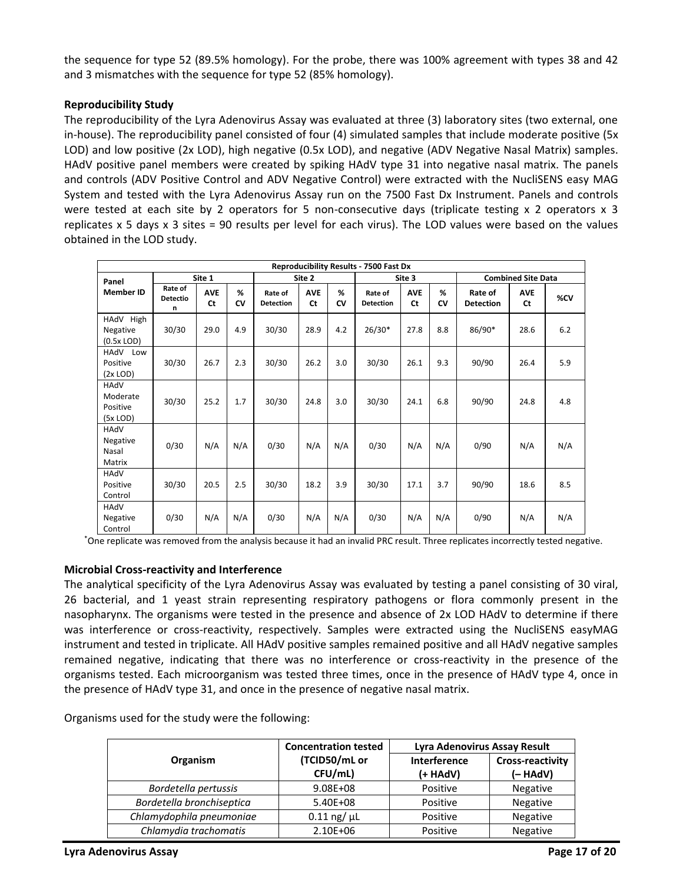the sequence for type 52 (89.5% homology). For the probe, there was 100% agreement with types 38 and 42 and 3 mismatches with the sequence for type 52 (85% homology).

**Reproducibility Study**

The reproducibility of the Lyra Adenovirus Assay was evaluated at three (3) laboratory sites (two external, one in-house). The reproducibility panel consisted of four (4) simulated samples that include moderate positive (5x LOD) and low positive (2x LOD), high negative (0.5x LOD), and negative (ADV Negative Nasal Matrix) samples. HAdV positive panel members were created by spiking HAdV type 31 into negative nasal matrix. The panels and controls (ADV Positive Control and ADV Negative Control) were extracted with the NucliSENS easy MAG System and tested with the Lyra Adenovirus Assay run on the 7500 Fast Dx Instrument. Panels and controls were tested at each site by 2 operators for 5 non-consecutive days (triplicate testing x 2 operators x 3 replicates x 5 days x 3 sites = 90 results per level for each virus). The LOD values were based on the values obtained in the LOD study.

| Reproducibility Results - 7500 Fast Dx | | | | | | | | | | | | |
|---|---|---|---|---|---|---|---|---|---|---|---|---|
| Panel Member ID | Site 1 | | | Site 2 | | | Site 3 | | | Combined Site Data | | |
| | Rate of Detection | AVE Ct | % CV | Rate of Detection | AVE Ct | % CV | Rate of Detection | AVE Ct | % CV | Rate of Detection | AVE Ct | %CV |
| HAdV High Negative (0.5x LOD) | 30/30 | 29.0 | 4.9 | 30/30 | 28.9 | 4.2 | 26/30* | 27.8 | 8.8 | 86/90* | 28.6 | 6.2 |
| HAdV Low Positive (2x LOD) | 30/30 | 26.7 | 2.3 | 30/30 | 26.2 | 3.0 | 30/30 | 26.1 | 9.3 | 90/90 | 26.4 | 5.9 |
| HAdV Moderate Positive (5x LOD) | 30/30 | 25.2 | 1.7 | 30/30 | 24.8 | 3.0 | 30/30 | 24.1 | 6.8 | 90/90 | 24.8 | 4.8 |
| HAdV Negative Nasal Matrix | 0/30 | N/A | N/A | 0/30 | N/A | N/A | 0/30 | N/A | N/A | 0/90 | N/A | N/A |
| HAdV Positive Control | 30/30 | 20.5 | 2.5 | 30/30 | 18.2 | 3.9 | 30/30 | 17.1 | 3.7 | 90/90 | 18.6 | 8.5 |
| HAdV Negative Control | 0/30 | N/A | N/A | 0/30 | N/A | N/A | 0/30 | N/A | N/A | 0/90 | N/A | N/A |

*One replicate was removed from the analysis because it had an invalid PRC result. Three replicates incorrectly tested negative.

**Microbial Cross-reactivity and Interference**

The analytical specificity of the Lyra Adenovirus Assay was evaluated by testing a panel consisting of 30 viral, 26 bacterial, and 1 yeast strain representing respiratory pathogens or flora commonly present in the nasopharynx. The organisms were tested in the presence and absence of 2x LOD HAdV to determine if there was interference or cross-reactivity, respectively. Samples were extracted using the NucliSENS easyMAG instrument and tested in triplicate. All HAdV positive samples remained positive and all HAdV negative samples remained negative, indicating that there was no interference or cross-reactivity in the presence of the organisms tested. Each microorganism was tested three times, once in the presence of HAdV type 4, once in the presence of HAdV type 31, and once in the presence of negative nasal matrix.

Organisms used for the study were the following:

| Organism | Concentration tested (TCID50/mL or CFU/mL) | Lyra Adenovirus Assay Result | |
|---|---|---|---|
| | | Interference (+ HAdV) | Cross-reactivity (– HAdV) |
| *Bordetella pertussis* | 9.08E+08 | Positive | Negative |
| *Bordetella bronchiseptica* | 5.40E+08 | Positive | Negative |
| *Chlamydophila pneumoniae* | 0.11 ng/ µL | Positive | Negative |
| *Chlamydia trachomatis* | 2.10E+06 | Positive | Negative |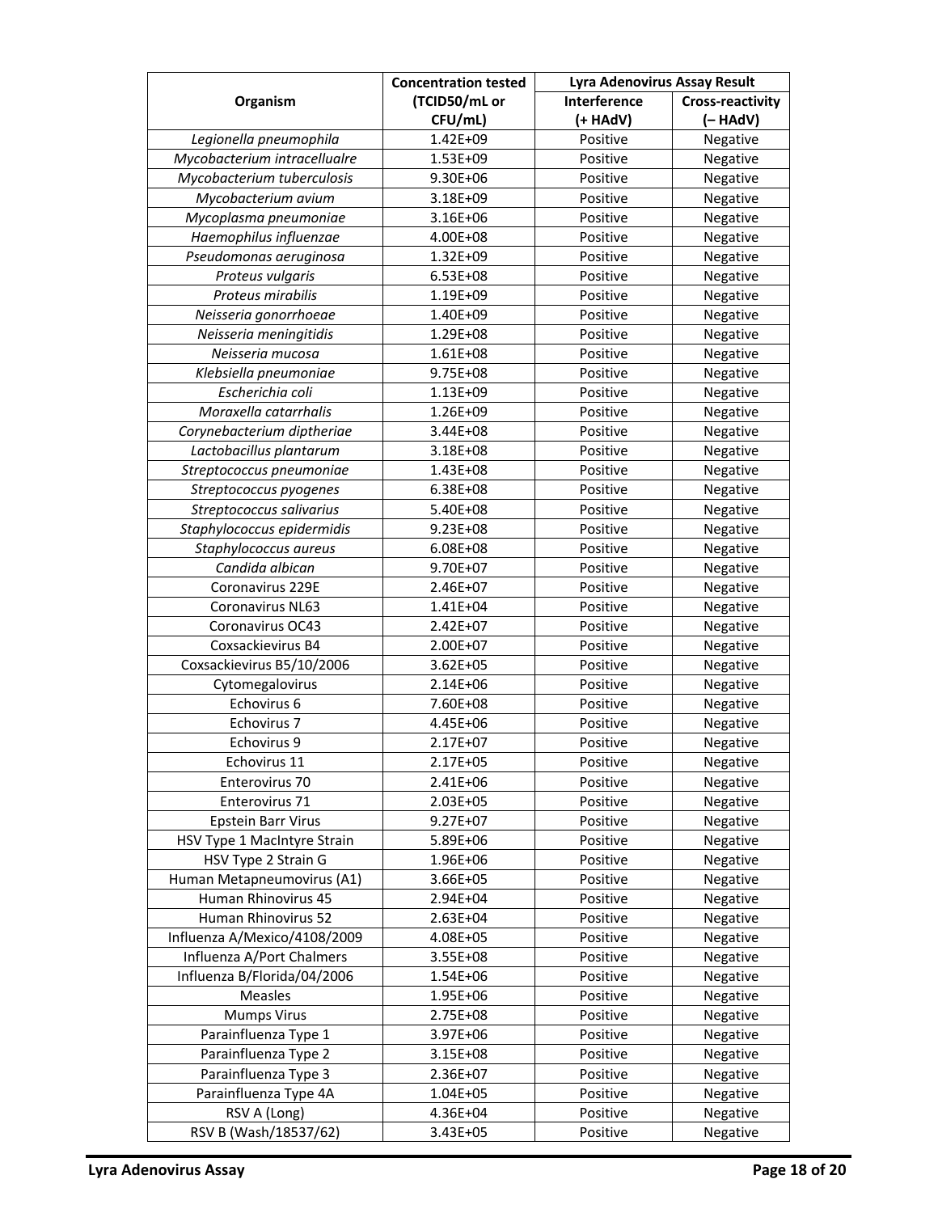| Organism | Concentration tested (TCID50/mL or CFU/mL) | Lyra Adenovirus Assay Result | |
|---|---|---|---|
| | | Interference (+ HAdV) | Cross-reactivity (– HAdV) |
| *Legionella pneumophila* | 1.42E+09 | Positive | Negative |
| *Mycobacterium intracellualre* | 1.53E+09 | Positive | Negative |
| *Mycobacterium tuberculosis* | 9.30E+06 | Positive | Negative |
| *Mycobacterium avium* | 3.18E+09 | Positive | Negative |
| *Mycoplasma pneumoniae* | 3.16E+06 | Positive | Negative |
| *Haemophilus influenzae* | 4.00E+08 | Positive | Negative |
| *Pseudomonas aeruginosa* | 1.32E+09 | Positive | Negative |
| *Proteus vulgaris* | 6.53E+08 | Positive | Negative |
| *Proteus mirabilis* | 1.19E+09 | Positive | Negative |
| *Neisseria gonorrhoeae* | 1.40E+09 | Positive | Negative |
| *Neisseria meningitidis* | 1.29E+08 | Positive | Negative |
| *Neisseria mucosa* | 1.61E+08 | Positive | Negative |
| *Klebsiella pneumoniae* | 9.75E+08 | Positive | Negative |
| *Escherichia coli* | 1.13E+09 | Positive | Negative |
| *Moraxella catarrhalis* | 1.26E+09 | Positive | Negative |
| *Corynebacterium diptheriae* | 3.44E+08 | Positive | Negative |
| *Lactobacillus plantarum* | 3.18E+08 | Positive | Negative |
| *Streptococcus pneumoniae* | 1.43E+08 | Positive | Negative |
| *Streptococcus pyogenes* | 6.38E+08 | Positive | Negative |
| *Streptococcus salivarius* | 5.40E+08 | Positive | Negative |
| *Staphylococcus epidermidis* | 9.23E+08 | Positive | Negative |
| *Staphylococcus aureus* | 6.08E+08 | Positive | Negative |
| *Candida albican* | 9.70E+07 | Positive | Negative |
| Coronavirus 229E | 2.46E+07 | Positive | Negative |
| Coronavirus NL63 | 1.41E+04 | Positive | Negative |
| Coronavirus OC43 | 2.42E+07 | Positive | Negative |
| Coxsackievirus B4 | 2.00E+07 | Positive | Negative |
| Coxsackievirus B5/10/2006 | 3.62E+05 | Positive | Negative |
| Cytomegalovirus | 2.14E+06 | Positive | Negative |
| Echovirus 6 | 7.60E+08 | Positive | Negative |
| Echovirus 7 | 4.45E+06 | Positive | Negative |
| Echovirus 9 | 2.17E+07 | Positive | Negative |
| Echovirus 11 | 2.17E+05 | Positive | Negative |
| Enterovirus 70 | 2.41E+06 | Positive | Negative |
| Enterovirus 71 | 2.03E+05 | Positive | Negative |
| Epstein Barr Virus | 9.27E+07 | Positive | Negative |
| HSV Type 1 MacIntyre Strain | 5.89E+06 | Positive | Negative |
| HSV Type 2 Strain G | 1.96E+06 | Positive | Negative |
| Human Metapneumovirus (A1) | 3.66E+05 | Positive | Negative |
| Human Rhinovirus 45 | 2.94E+04 | Positive | Negative |
| Human Rhinovirus 52 | 2.63E+04 | Positive | Negative |
| Influenza A/Mexico/4108/2009 | 4.08E+05 | Positive | Negative |
| Influenza A/Port Chalmers | 3.55E+08 | Positive | Negative |
| Influenza B/Florida/04/2006 | 1.54E+06 | Positive | Negative |
| Measles | 1.95E+06 | Positive | Negative |
| Mumps Virus | 2.75E+08 | Positive | Negative |
| Parainfluenza Type 1 | 3.97E+06 | Positive | Negative |
| Parainfluenza Type 2 | 3.15E+08 | Positive | Negative |
| Parainfluenza Type 3 | 2.36E+07 | Positive | Negative |
| Parainfluenza Type 4A | 1.04E+05 | Positive | Negative |
| RSV A (Long) | 4.36E+04 | Positive | Negative |
| RSV B (Wash/18537/62) | 3.43E+05 | Positive | Negative |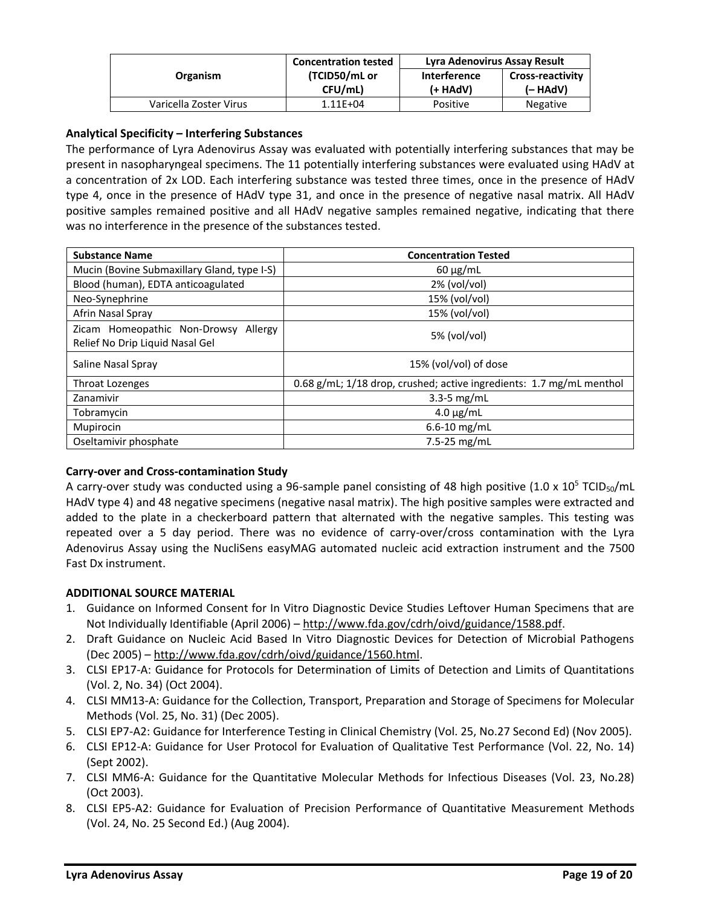| Organism | Concentration tested (TCID50/mL or CFU/mL) | Lyra Adenovirus Assay Result | |
|---|---|---|---|
| | | Interference (+ HAdV) | Cross-reactivity (– HAdV) |
| Varicella Zoster Virus | 1.11E+04 | Positive | Negative |

**Analytical Specificity – Interfering Substances**

The performance of Lyra Adenovirus Assay was evaluated with potentially interfering substances that may be present in nasopharyngeal specimens. The 11 potentially interfering substances were evaluated using HAdV at a concentration of 2x LOD. Each interfering substance was tested three times, once in the presence of HAdV type 4, once in the presence of HAdV type 31, and once in the presence of negative nasal matrix. All HAdV positive samples remained positive and all HAdV negative samples remained negative, indicating that there was no interference in the presence of the substances tested.

| Substance Name | Concentration Tested |
|---|---|
| Mucin (Bovine Submaxillary Gland, type I-S) | 60 µg/mL |
| Blood (human), EDTA anticoagulated | 2% (vol/vol) |
| Neo-Synephrine | 15% (vol/vol) |
| Afrin Nasal Spray | 15% (vol/vol) |
| Zicam Homeopathic Non-Drowsy Allergy Relief No Drip Liquid Nasal Gel | 5% (vol/vol) |
| Saline Nasal Spray | 15% (vol/vol) of dose |
| Throat Lozenges | 0.68 g/mL; 1/18 drop, crushed; active ingredients: 1.7 mg/mL menthol |
| Zanamivir | 3.3-5 mg/mL |
| Tobramycin | 4.0 µg/mL |
| Mupirocin | 6.6-10 mg/mL |
| Oseltamivir phosphate | 7.5-25 mg/mL |

**Carry-over and Cross-contamination Study**

A carry-over study was conducted using a 96-sample panel consisting of 48 high positive ($1.0 \times 10^5$ $TCID_{50}$/mL HAdV type 4) and 48 negative specimens (negative nasal matrix). The high positive samples were extracted and added to the plate in a checkerboard pattern that alternated with the negative samples. This testing was repeated over a 5 day period. There was no evidence of carry-over/cross contamination with the Lyra Adenovirus Assay using the NucliSens easyMAG automated nucleic acid extraction instrument and the 7500 Fast Dx instrument.

**ADDITIONAL SOURCE MATERIAL**

1. Guidance on Informed Consent for In Vitro Diagnostic Device Studies Leftover Human Specimens that are Not Individually Identifiable (April 2006) – http://www.fda.gov/cdrh/oivd/guidance/1588.pdf.
2. Draft Guidance on Nucleic Acid Based In Vitro Diagnostic Devices for Detection of Microbial Pathogens (Dec 2005) – http://www.fda.gov/cdrh/oivd/guidance/1560.html.
3. CLSI EP17-A: Guidance for Protocols for Determination of Limits of Detection and Limits of Quantitations (Vol. 2, No. 34) (Oct 2004).
4. CLSI MM13-A: Guidance for the Collection, Transport, Preparation and Storage of Specimens for Molecular Methods (Vol. 25, No. 31) (Dec 2005).
5. CLSI EP7-A2: Guidance for Interference Testing in Clinical Chemistry (Vol. 25, No.27 Second Ed) (Nov 2005).
6. CLSI EP12-A: Guidance for User Protocol for Evaluation of Qualitative Test Performance (Vol. 22, No. 14) (Sept 2002).
7. CLSI MM6-A: Guidance for the Quantitative Molecular Methods for Infectious Diseases (Vol. 23, No.28) (Oct 2003).
8. CLSI EP5-A2: Guidance for Evaluation of Precision Performance of Quantitative Measurement Methods (Vol. 24, No. 25 Second Ed.) (Aug 2004).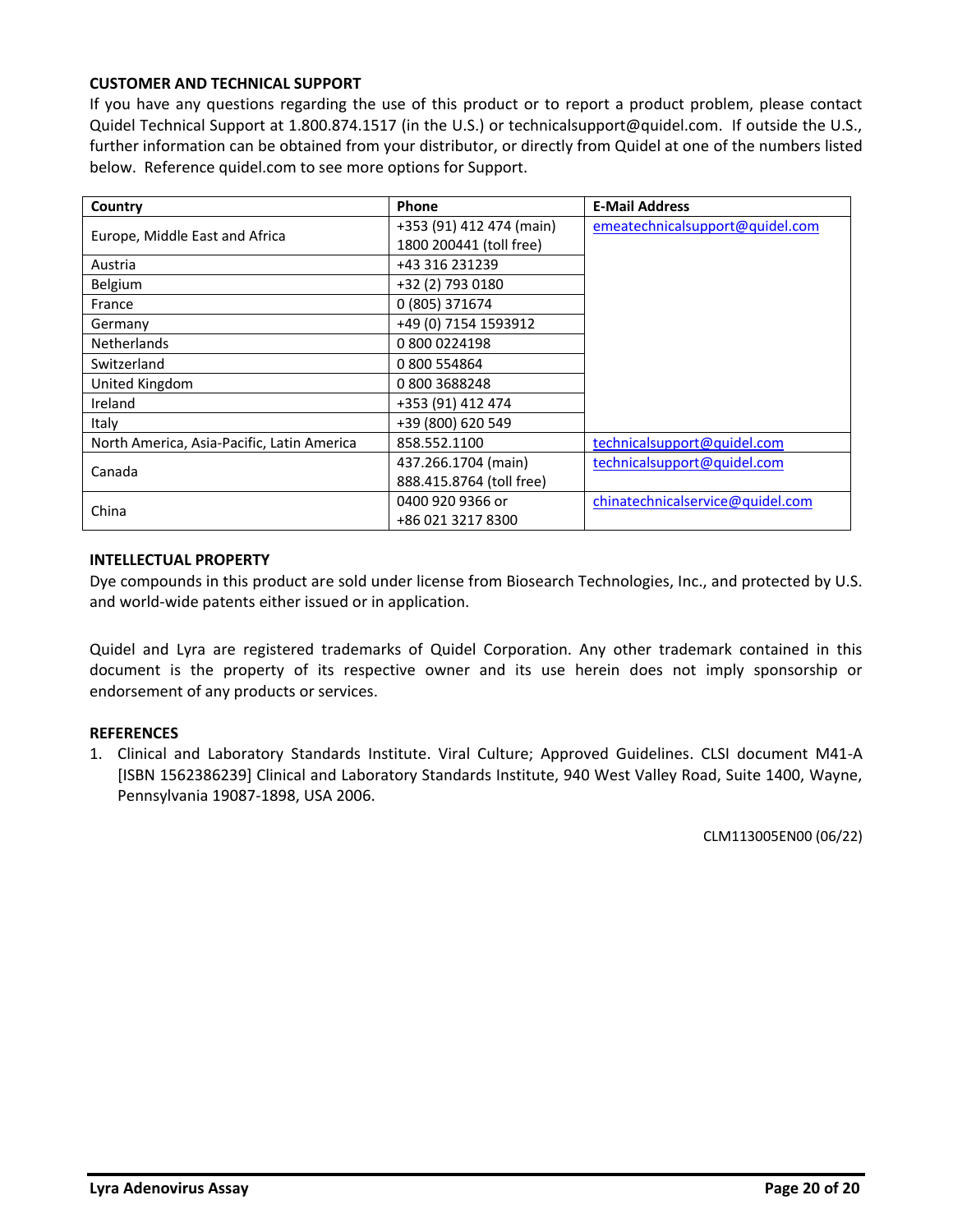## CUSTOMER AND TECHNICAL SUPPORT

If you have any questions regarding the use of this product or to report a product problem, please contact Quidel Technical Support at 1.800.874.1517 (in the U.S.) or technicalsupport@quidel.com. If outside the U.S., further information can be obtained from your distributor, or directly from Quidel at one of the numbers listed below. Reference quidel.com to see more options for Support.

| Country | Phone | E-Mail Address |
|---|---|---|
| Europe, Middle East and Africa | +353 (91) 412 474 (main)<br>1800 200441 (toll free) | emeatechnicalsupport@quidel.com |
| Austria | +43 316 231239 | |
| Belgium | +32 (2) 793 0180 | |
| France | 0 (805) 371674 | |
| Germany | +49 (0) 7154 1593912 | |
| Netherlands | 0 800 0224198 | |
| Switzerland | 0 800 554864 | |
| United Kingdom | 0 800 3688248 | |
| Ireland | +353 (91) 412 474 | |
| Italy | +39 (800) 620 549 | |
| North America, Asia-Pacific, Latin America | 858.552.1100 | technicalsupport@quidel.com |
| Canada | 437.266.1704 (main)<br>888.415.8764 (toll free) | technicalsupport@quidel.com |
| China | 0400 920 9366 or<br>+86 021 3217 8300 | chinatechnicalservice@quidel.com |

## INTELLECTUAL PROPERTY

Dye compounds in this product are sold under license from Biosearch Technologies, Inc., and protected by U.S. and world-wide patents either issued or in application.

Quidel and Lyra are registered trademarks of Quidel Corporation. Any other trademark contained in this document is the property of its respective owner and its use herein does not imply sponsorship or endorsement of any products or services.

## REFERENCES

1. Clinical and Laboratory Standards Institute. Viral Culture; Approved Guidelines. CLSI document M41-A [ISBN 1562386239] Clinical and Laboratory Standards Institute, 940 West Valley Road, Suite 1400, Wayne, Pennsylvania 19087-1898, USA 2006.

CLM113005EN00 (06/22)